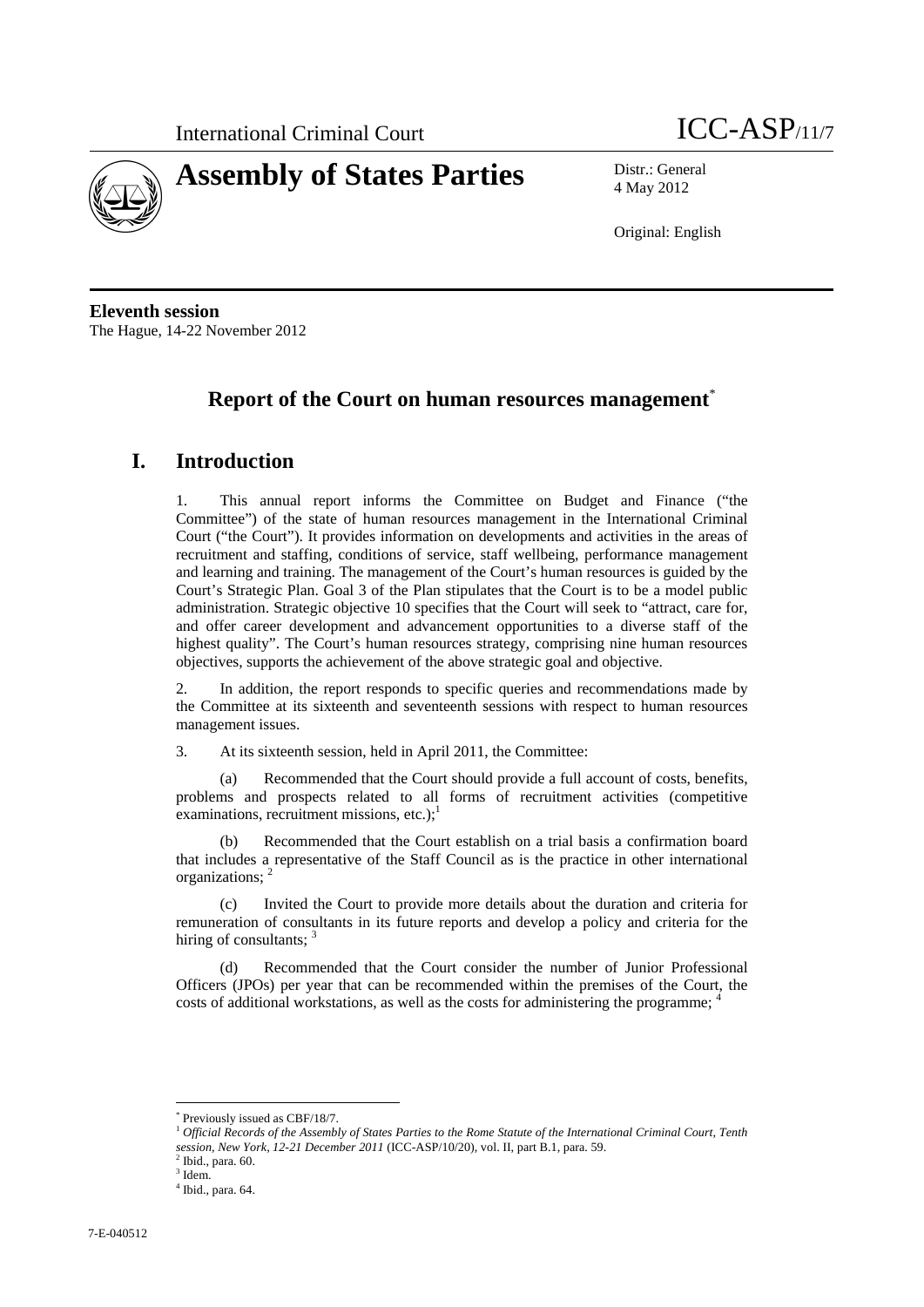International Criminal Court ICC-ASP/11/7

# Assembly of States Parties

Distr.: General
4 May 2012

Original: English

**Eleventh session**
The Hague, 14-22 November 2012

## Report of the Court on human resources management[*]

# I. Introduction

1. This annual report informs the Committee on Budget and Finance ("the Committee") of the state of human resources management in the International Criminal Court ("the Court"). It provides information on developments and activities in the areas of recruitment and staffing, conditions of service, staff wellbeing, performance management and learning and training. The management of the Court's human resources is guided by the Court's Strategic Plan. Goal 3 of the Plan stipulates that the Court is to be a model public administration. Strategic objective 10 specifies that the Court will seek to "attract, care for, and offer career development and advancement opportunities to a diverse staff of the highest quality". The Court's human resources strategy, comprising nine human resources objectives, supports the achievement of the above strategic goal and objective.

2. In addition, the report responds to specific queries and recommendations made by the Committee at its sixteenth and seventeenth sessions with respect to human resources management issues.

3. At its sixteenth session, held in April 2011, the Committee:

(a) Recommended that the Court should provide a full account of costs, benefits, problems and prospects related to all forms of recruitment activities (competitive examinations, recruitment missions, etc.);[1]

(b) Recommended that the Court establish on a trial basis a confirmation board that includes a representative of the Staff Council as is the practice in other international organizations; [2]

(c) Invited the Court to provide more details about the duration and criteria for remuneration of consultants in its future reports and develop a policy and criteria for the hiring of consultants; [3]

(d) Recommended that the Court consider the number of Junior Professional Officers (JPOs) per year that can be recommended within the premises of the Court, the costs of additional workstations, as well as the costs for administering the programme; [4]

---

[*] Previously issued as CBF/18/7.
[1] *Official Records of the Assembly of States Parties to the Rome Statute of the International Criminal Court, Tenth session, New York, 12-21 December 2011* (ICC-ASP/10/20), vol. II, part B.1, para. 59.
[2] Ibid., para. 60.
[3] Idem.
[4] Ibid., para. 64.

7-E-040512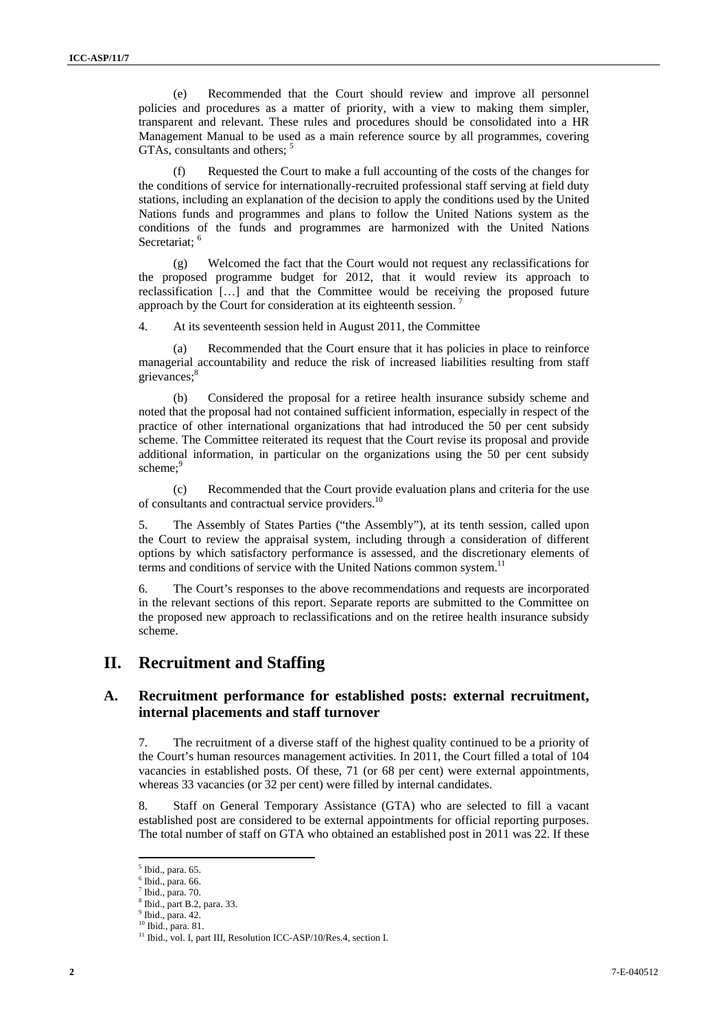(e) Recommended that the Court should review and improve all personnel policies and procedures as a matter of priority, with a view to making them simpler, transparent and relevant. These rules and procedures should be consolidated into a HR Management Manual to be used as a main reference source by all programmes, covering GTAs, consultants and others; [5]

(f) Requested the Court to make a full accounting of the costs of the changes for the conditions of service for internationally-recruited professional staff serving at field duty stations, including an explanation of the decision to apply the conditions used by the United Nations funds and programmes and plans to follow the United Nations system as the conditions of the funds and programmes are harmonized with the United Nations Secretariat; [6]

(g) Welcomed the fact that the Court would not request any reclassifications for the proposed programme budget for 2012, that it would review its approach to reclassification […] and that the Committee would be receiving the proposed future approach by the Court for consideration at its eighteenth session. [7]

4. At its seventeenth session held in August 2011, the Committee

(a) Recommended that the Court ensure that it has policies in place to reinforce managerial accountability and reduce the risk of increased liabilities resulting from staff grievances;[8]

(b) Considered the proposal for a retiree health insurance subsidy scheme and noted that the proposal had not contained sufficient information, especially in respect of the practice of other international organizations that had introduced the 50 per cent subsidy scheme. The Committee reiterated its request that the Court revise its proposal and provide additional information, in particular on the organizations using the 50 per cent subsidy scheme;[9]

(c) Recommended that the Court provide evaluation plans and criteria for the use of consultants and contractual service providers.[10]

5. The Assembly of States Parties ("the Assembly"), at its tenth session, called upon the Court to review the appraisal system, including through a consideration of different options by which satisfactory performance is assessed, and the discretionary elements of terms and conditions of service with the United Nations common system.[11]

6. The Court's responses to the above recommendations and requests are incorporated in the relevant sections of this report. Separate reports are submitted to the Committee on the proposed new approach to reclassifications and on the retiree health insurance subsidy scheme.

# II. Recruitment and Staffing

## A. Recruitment performance for established posts: external recruitment, internal placements and staff turnover

7. The recruitment of a diverse staff of the highest quality continued to be a priority of the Court's human resources management activities. In 2011, the Court filled a total of 104 vacancies in established posts. Of these, 71 (or 68 per cent) were external appointments, whereas 33 vacancies (or 32 per cent) were filled by internal candidates.

8. Staff on General Temporary Assistance (GTA) who are selected to fill a vacant established post are considered to be external appointments for official reporting purposes. The total number of staff on GTA who obtained an established post in 2011 was 22. If these

---

[5] Ibid., para. 65.
[6] Ibid., para. 66.
[7] Ibid., para. 70.
[8] Ibid., part B.2, para. 33.
[9] Ibid., para. 42.
[10] Ibid., para. 81.
[11] Ibid., vol. I, part III, Resolution ICC-ASP/10/Res.4, section I.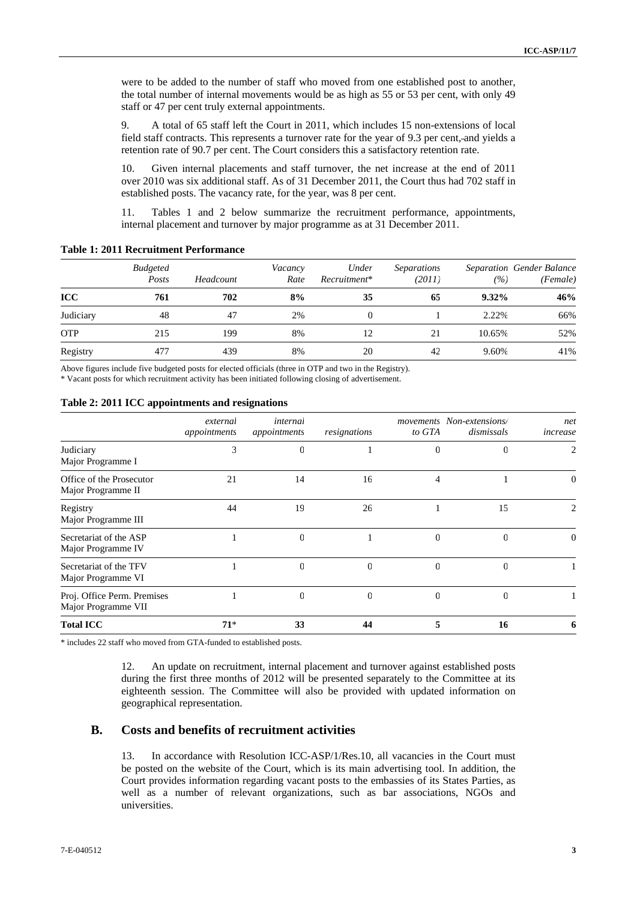were to be added to the number of staff who moved from one established post to another, the total number of internal movements would be as high as 55 or 53 per cent, with only 49 staff or 47 per cent truly external appointments.

9. A total of 65 staff left the Court in 2011, which includes 15 non-extensions of local field staff contracts. This represents a turnover rate for the year of 9.3 per cent, and yields a retention rate of 90.7 per cent. The Court considers this a satisfactory retention rate.

10. Given internal placements and staff turnover, the net increase at the end of 2011 over 2010 was six additional staff. As of 31 December 2011, the Court thus had 702 staff in established posts. The vacancy rate, for the year, was 8 per cent.

11. Tables 1 and 2 below summarize the recruitment performance, appointments, internal placement and turnover by major programme as at 31 December 2011.

**Table 1: 2011 Recruitment Performance**

| | *Budgeted Posts* | *Headcount* | *Vacancy Rate* | *Under Recruitment** | *Separations (2011)* | *Separation (%)* | *Gender Balance (Female)* |
|---|---|---|---|---|---|---|---|
| **ICC** | **761** | **702** | **8%** | **35** | **65** | **9.32%** | **46%** |
| Judiciary | 48 | 47 | 2% | 0 | 1 | 2.22% | 66% |
| OTP | 215 | 199 | 8% | 12 | 21 | 10.65% | 52% |
| Registry | 477 | 439 | 8% | 20 | 42 | 9.60% | 41% |

Above figures include five budgeted posts for elected officials (three in OTP and two in the Registry).

* Vacant posts for which recruitment activity has been initiated following closing of advertisement.

**Table 2: 2011 ICC appointments and resignations**

| | *external appointments* | *internal appointments* | *resignations* | *movements to GTA* | *Non-extensions/ dismissals* | *net increase* |
|---|---|---|---|---|---|---|
| Judiciary Major Programme I | 3 | 0 | 1 | 0 | 0 | 2 |
| Office of the Prosecutor Major Programme II | 21 | 14 | 16 | 4 | 1 | 0 |
| Registry Major Programme III | 44 | 19 | 26 | 1 | 15 | 2 |
| Secretariat of the ASP Major Programme IV | 1 | 0 | 1 | 0 | 0 | 0 |
| Secretariat of the TFV Major Programme VI | 1 | 0 | 0 | 0 | 0 | 1 |
| Proj. Office Perm. Premises Major Programme VII | 1 | 0 | 0 | 0 | 0 | 1 |
| **Total ICC** | **71*** | **33** | **44** | **5** | **16** | **6** |

* includes 22 staff who moved from GTA-funded to established posts.

12. An update on recruitment, internal placement and turnover against established posts during the first three months of 2012 will be presented separately to the Committee at its eighteenth session. The Committee will also be provided with updated information on geographical representation.

## B. Costs and benefits of recruitment activities

13. In accordance with Resolution ICC-ASP/1/Res.10, all vacancies in the Court must be posted on the website of the Court, which is its main advertising tool. In addition, the Court provides information regarding vacant posts to the embassies of its States Parties, as well as a number of relevant organizations, such as bar associations, NGOs and universities.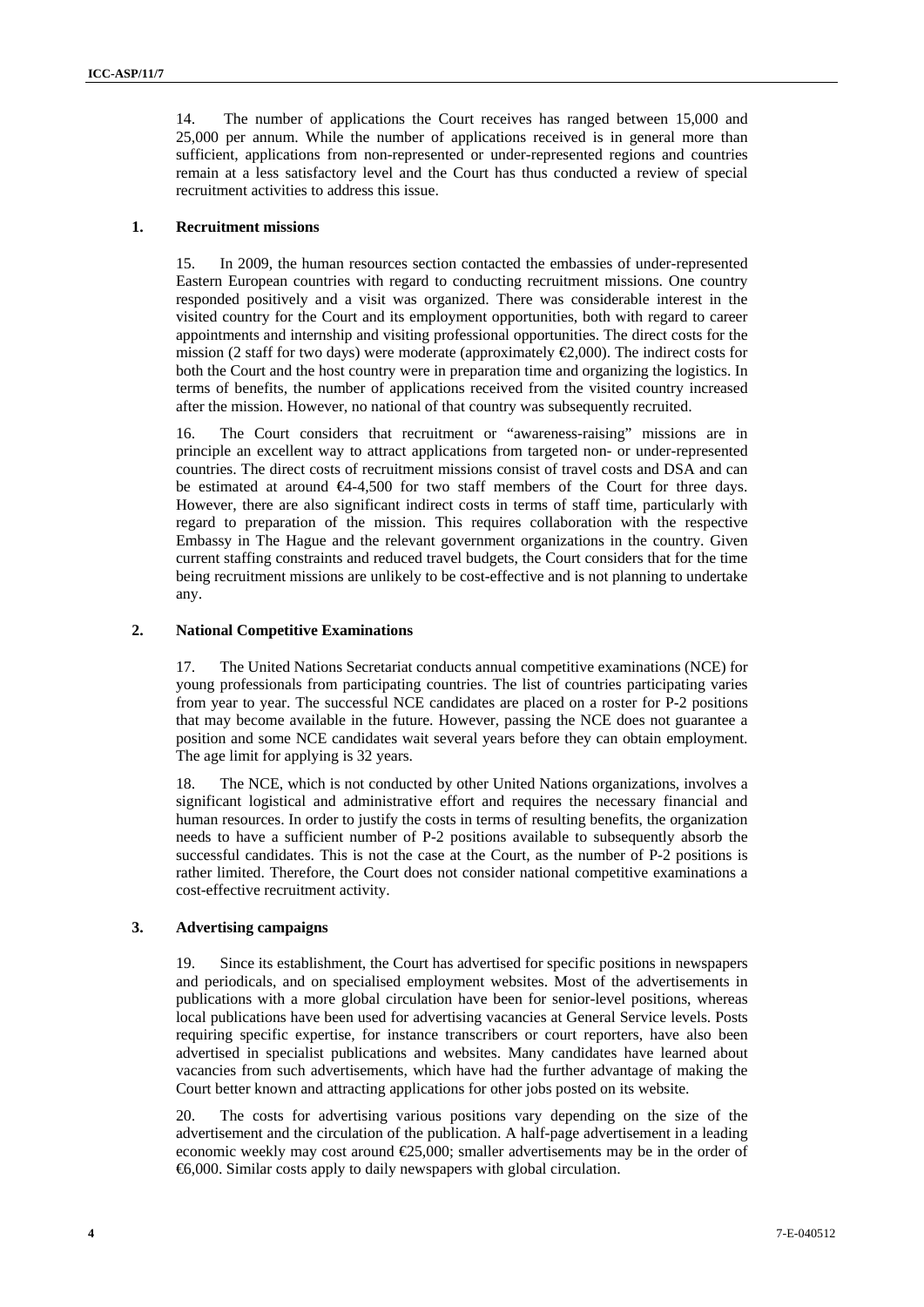14. The number of applications the Court receives has ranged between 15,000 and 25,000 per annum. While the number of applications received is in general more than sufficient, applications from non-represented or under-represented regions and countries remain at a less satisfactory level and the Court has thus conducted a review of special recruitment activities to address this issue.

### 1. Recruitment missions

15. In 2009, the human resources section contacted the embassies of under-represented Eastern European countries with regard to conducting recruitment missions. One country responded positively and a visit was organized. There was considerable interest in the visited country for the Court and its employment opportunities, both with regard to career appointments and internship and visiting professional opportunities. The direct costs for the mission (2 staff for two days) were moderate (approximately €2,000). The indirect costs for both the Court and the host country were in preparation time and organizing the logistics. In terms of benefits, the number of applications received from the visited country increased after the mission. However, no national of that country was subsequently recruited.

16. The Court considers that recruitment or "awareness-raising" missions are in principle an excellent way to attract applications from targeted non- or under-represented countries. The direct costs of recruitment missions consist of travel costs and DSA and can be estimated at around €4-4,500 for two staff members of the Court for three days. However, there are also significant indirect costs in terms of staff time, particularly with regard to preparation of the mission. This requires collaboration with the respective Embassy in The Hague and the relevant government organizations in the country. Given current staffing constraints and reduced travel budgets, the Court considers that for the time being recruitment missions are unlikely to be cost-effective and is not planning to undertake any.

### 2. National Competitive Examinations

17. The United Nations Secretariat conducts annual competitive examinations (NCE) for young professionals from participating countries. The list of countries participating varies from year to year. The successful NCE candidates are placed on a roster for P-2 positions that may become available in the future. However, passing the NCE does not guarantee a position and some NCE candidates wait several years before they can obtain employment. The age limit for applying is 32 years.

18. The NCE, which is not conducted by other United Nations organizations, involves a significant logistical and administrative effort and requires the necessary financial and human resources. In order to justify the costs in terms of resulting benefits, the organization needs to have a sufficient number of P-2 positions available to subsequently absorb the successful candidates. This is not the case at the Court, as the number of P-2 positions is rather limited. Therefore, the Court does not consider national competitive examinations a cost-effective recruitment activity.

### 3. Advertising campaigns

19. Since its establishment, the Court has advertised for specific positions in newspapers and periodicals, and on specialised employment websites. Most of the advertisements in publications with a more global circulation have been for senior-level positions, whereas local publications have been used for advertising vacancies at General Service levels. Posts requiring specific expertise, for instance transcribers or court reporters, have also been advertised in specialist publications and websites. Many candidates have learned about vacancies from such advertisements, which have had the further advantage of making the Court better known and attracting applications for other jobs posted on its website.

20. The costs for advertising various positions vary depending on the size of the advertisement and the circulation of the publication. A half-page advertisement in a leading economic weekly may cost around €25,000; smaller advertisements may be in the order of €6,000. Similar costs apply to daily newspapers with global circulation.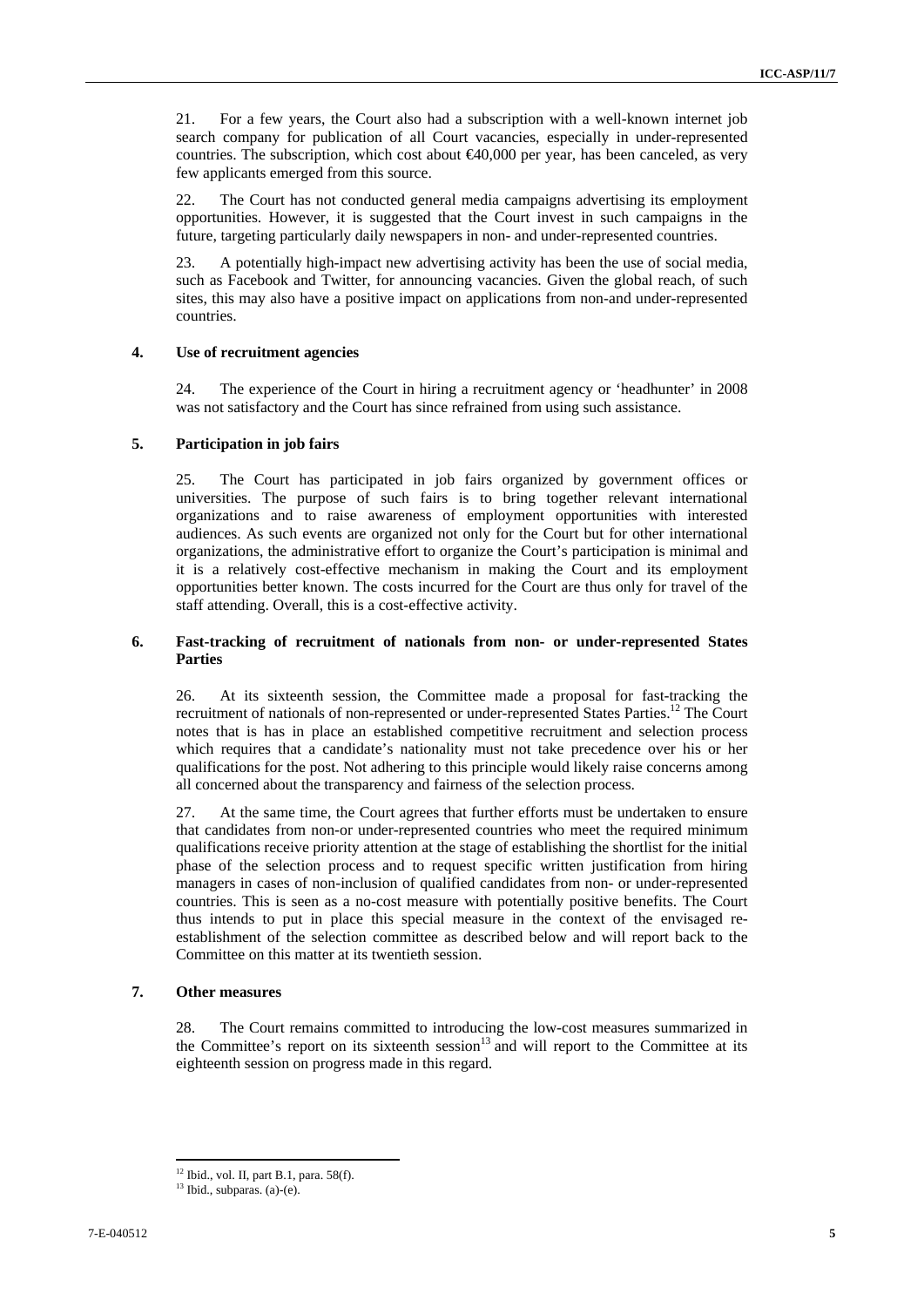21. For a few years, the Court also had a subscription with a well-known internet job search company for publication of all Court vacancies, especially in under-represented countries. The subscription, which cost about €40,000 per year, has been canceled, as very few applicants emerged from this source.

22. The Court has not conducted general media campaigns advertising its employment opportunities. However, it is suggested that the Court invest in such campaigns in the future, targeting particularly daily newspapers in non- and under-represented countries.

23. A potentially high-impact new advertising activity has been the use of social media, such as Facebook and Twitter, for announcing vacancies. Given the global reach, of such sites, this may also have a positive impact on applications from non-and under-represented countries.

### 4. Use of recruitment agencies

24. The experience of the Court in hiring a recruitment agency or 'headhunter' in 2008 was not satisfactory and the Court has since refrained from using such assistance.

### 5. Participation in job fairs

25. The Court has participated in job fairs organized by government offices or universities. The purpose of such fairs is to bring together relevant international organizations and to raise awareness of employment opportunities with interested audiences. As such events are organized not only for the Court but for other international organizations, the administrative effort to organize the Court's participation is minimal and it is a relatively cost-effective mechanism in making the Court and its employment opportunities better known. The costs incurred for the Court are thus only for travel of the staff attending. Overall, this is a cost-effective activity.

### 6. Fast-tracking of recruitment of nationals from non- or under-represented States Parties

26. At its sixteenth session, the Committee made a proposal for fast-tracking the recruitment of nationals of non-represented or under-represented States Parties.[12] The Court notes that is has in place an established competitive recruitment and selection process which requires that a candidate's nationality must not take precedence over his or her qualifications for the post. Not adhering to this principle would likely raise concerns among all concerned about the transparency and fairness of the selection process.

27. At the same time, the Court agrees that further efforts must be undertaken to ensure that candidates from non-or under-represented countries who meet the required minimum qualifications receive priority attention at the stage of establishing the shortlist for the initial phase of the selection process and to request specific written justification from hiring managers in cases of non-inclusion of qualified candidates from non- or under-represented countries. This is seen as a no-cost measure with potentially positive benefits. The Court thus intends to put in place this special measure in the context of the envisaged re-establishment of the selection committee as described below and will report back to the Committee on this matter at its twentieth session.

### 7. Other measures

28. The Court remains committed to introducing the low-cost measures summarized in the Committee's report on its sixteenth session[13] and will report to the Committee at its eighteenth session on progress made in this regard.

---

[12] Ibid., vol. II, part B.1, para. 58(f).

[13] Ibid., subparas. (a)-(e).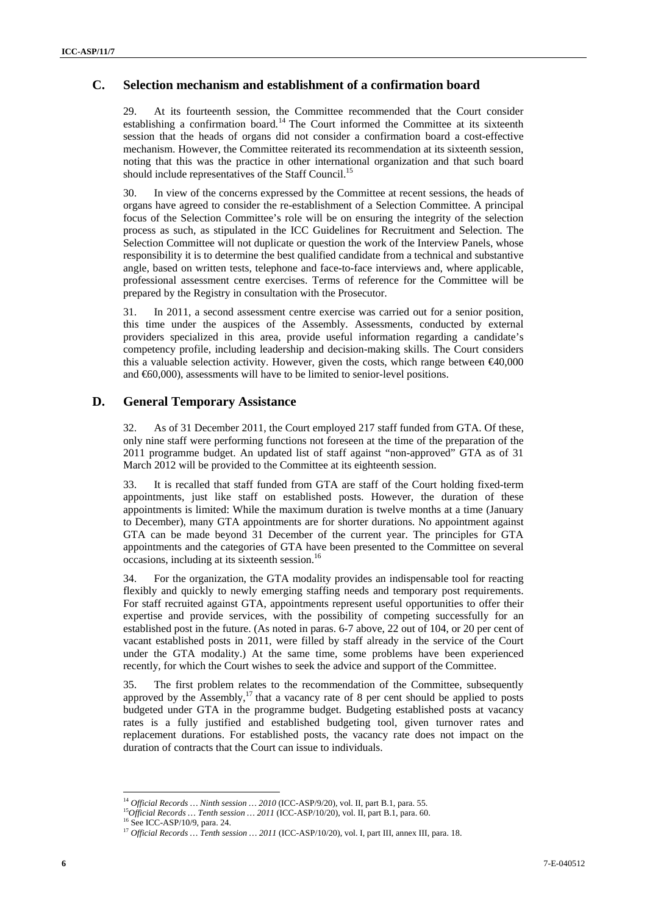## C. Selection mechanism and establishment of a confirmation board

29. At its fourteenth session, the Committee recommended that the Court consider establishing a confirmation board.[14] The Court informed the Committee at its sixteenth session that the heads of organs did not consider a confirmation board a cost-effective mechanism. However, the Committee reiterated its recommendation at its sixteenth session, noting that this was the practice in other international organization and that such board should include representatives of the Staff Council.[15]

30. In view of the concerns expressed by the Committee at recent sessions, the heads of organs have agreed to consider the re-establishment of a Selection Committee. A principal focus of the Selection Committee's role will be on ensuring the integrity of the selection process as such, as stipulated in the ICC Guidelines for Recruitment and Selection. The Selection Committee will not duplicate or question the work of the Interview Panels, whose responsibility it is to determine the best qualified candidate from a technical and substantive angle, based on written tests, telephone and face-to-face interviews and, where applicable, professional assessment centre exercises. Terms of reference for the Committee will be prepared by the Registry in consultation with the Prosecutor.

31. In 2011, a second assessment centre exercise was carried out for a senior position, this time under the auspices of the Assembly. Assessments, conducted by external providers specialized in this area, provide useful information regarding a candidate's competency profile, including leadership and decision-making skills. The Court considers this a valuable selection activity. However, given the costs, which range between €40,000 and €60,000), assessments will have to be limited to senior-level positions.

## D. General Temporary Assistance

32. As of 31 December 2011, the Court employed 217 staff funded from GTA. Of these, only nine staff were performing functions not foreseen at the time of the preparation of the 2011 programme budget. An updated list of staff against "non-approved" GTA as of 31 March 2012 will be provided to the Committee at its eighteenth session.

33. It is recalled that staff funded from GTA are staff of the Court holding fixed-term appointments, just like staff on established posts. However, the duration of these appointments is limited: While the maximum duration is twelve months at a time (January to December), many GTA appointments are for shorter durations. No appointment against GTA can be made beyond 31 December of the current year. The principles for GTA appointments and the categories of GTA have been presented to the Committee on several occasions, including at its sixteenth session.[16]

34. For the organization, the GTA modality provides an indispensable tool for reacting flexibly and quickly to newly emerging staffing needs and temporary post requirements. For staff recruited against GTA, appointments represent useful opportunities to offer their expertise and provide services, with the possibility of competing successfully for an established post in the future. (As noted in paras. 6-7 above, 22 out of 104, or 20 per cent of vacant established posts in 2011, were filled by staff already in the service of the Court under the GTA modality.) At the same time, some problems have been experienced recently, for which the Court wishes to seek the advice and support of the Committee.

35. The first problem relates to the recommendation of the Committee, subsequently approved by the Assembly,[17] that a vacancy rate of 8 per cent should be applied to posts budgeted under GTA in the programme budget. Budgeting established posts at vacancy rates is a fully justified and established budgeting tool, given turnover rates and replacement durations. For established posts, the vacancy rate does not impact on the duration of contracts that the Court can issue to individuals.

---

[14] *Official Records … Ninth session … 2010* (ICC-ASP/9/20), vol. II, part B.1, para. 55.

[15] *Official Records … Tenth session … 2011* (ICC-ASP/10/20), vol. II, part B.1, para. 60.

[16] See ICC-ASP/10/9, para. 24.

[17] *Official Records … Tenth session … 2011* (ICC-ASP/10/20), vol. I, part III, annex III, para. 18.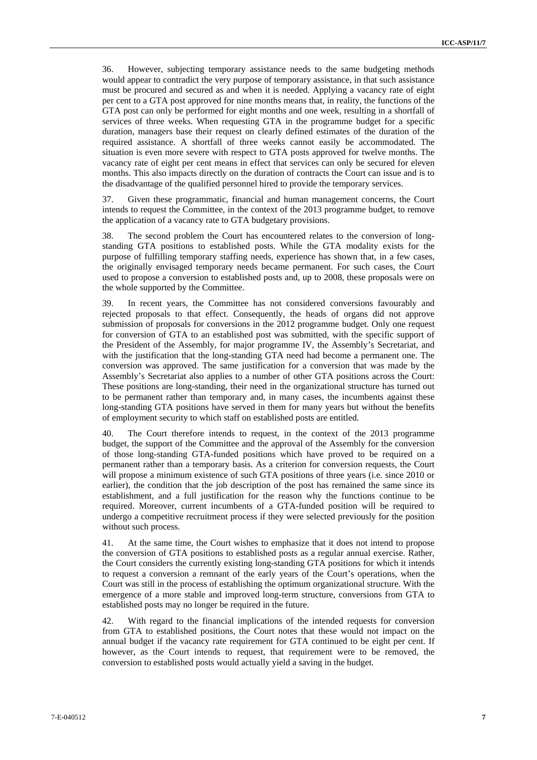36. However, subjecting temporary assistance needs to the same budgeting methods would appear to contradict the very purpose of temporary assistance, in that such assistance must be procured and secured as and when it is needed. Applying a vacancy rate of eight per cent to a GTA post approved for nine months means that, in reality, the functions of the GTA post can only be performed for eight months and one week, resulting in a shortfall of services of three weeks. When requesting GTA in the programme budget for a specific duration, managers base their request on clearly defined estimates of the duration of the required assistance. A shortfall of three weeks cannot easily be accommodated. The situation is even more severe with respect to GTA posts approved for twelve months. The vacancy rate of eight per cent means in effect that services can only be secured for eleven months. This also impacts directly on the duration of contracts the Court can issue and is to the disadvantage of the qualified personnel hired to provide the temporary services.

37. Given these programmatic, financial and human management concerns, the Court intends to request the Committee, in the context of the 2013 programme budget, to remove the application of a vacancy rate to GTA budgetary provisions.

38. The second problem the Court has encountered relates to the conversion of long-standing GTA positions to established posts. While the GTA modality exists for the purpose of fulfilling temporary staffing needs, experience has shown that, in a few cases, the originally envisaged temporary needs became permanent. For such cases, the Court used to propose a conversion to established posts and, up to 2008, these proposals were on the whole supported by the Committee.

39. In recent years, the Committee has not considered conversions favourably and rejected proposals to that effect. Consequently, the heads of organs did not approve submission of proposals for conversions in the 2012 programme budget. Only one request for conversion of GTA to an established post was submitted, with the specific support of the President of the Assembly, for major programme IV, the Assembly's Secretariat, and with the justification that the long-standing GTA need had become a permanent one. The conversion was approved. The same justification for a conversion that was made by the Assembly's Secretariat also applies to a number of other GTA positions across the Court: These positions are long-standing, their need in the organizational structure has turned out to be permanent rather than temporary and, in many cases, the incumbents against these long-standing GTA positions have served in them for many years but without the benefits of employment security to which staff on established posts are entitled.

40. The Court therefore intends to request, in the context of the 2013 programme budget, the support of the Committee and the approval of the Assembly for the conversion of those long-standing GTA-funded positions which have proved to be required on a permanent rather than a temporary basis. As a criterion for conversion requests, the Court will propose a minimum existence of such GTA positions of three years (i.e. since 2010 or earlier), the condition that the job description of the post has remained the same since its establishment, and a full justification for the reason why the functions continue to be required. Moreover, current incumbents of a GTA-funded position will be required to undergo a competitive recruitment process if they were selected previously for the position without such process.

41. At the same time, the Court wishes to emphasize that it does not intend to propose the conversion of GTA positions to established posts as a regular annual exercise. Rather, the Court considers the currently existing long-standing GTA positions for which it intends to request a conversion a remnant of the early years of the Court's operations, when the Court was still in the process of establishing the optimum organizational structure. With the emergence of a more stable and improved long-term structure, conversions from GTA to established posts may no longer be required in the future.

42. With regard to the financial implications of the intended requests for conversion from GTA to established positions, the Court notes that these would not impact on the annual budget if the vacancy rate requirement for GTA continued to be eight per cent. If however, as the Court intends to request, that requirement were to be removed, the conversion to established posts would actually yield a saving in the budget.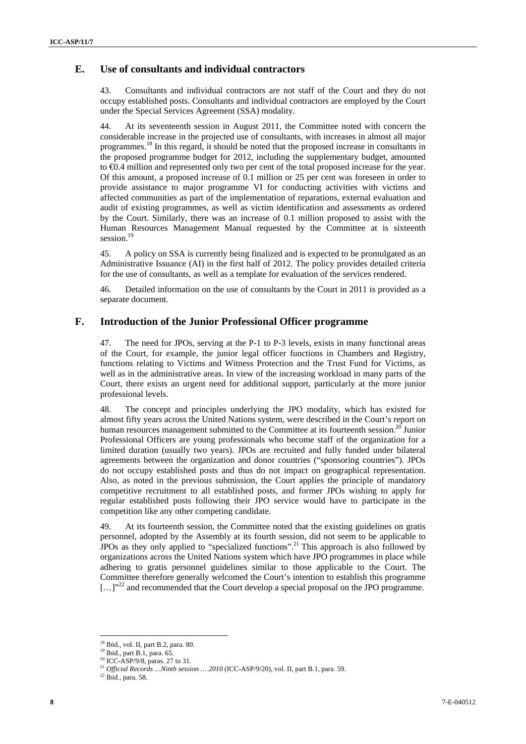## E. Use of consultants and individual contractors

43. Consultants and individual contractors are not staff of the Court and they do not occupy established posts. Consultants and individual contractors are employed by the Court under the Special Services Agreement (SSA) modality.

44. At its seventeenth session in August 2011, the Committee noted with concern the considerable increase in the projected use of consultants, with increases in almost all major programmes.[18] In this regard, it should be noted that the proposed increase in consultants in the proposed programme budget for 2012, including the supplementary budget, amounted to €0.4 million and represented only two per cent of the total proposed increase for the year. Of this amount, a proposed increase of 0.1 million or 25 per cent was foreseen in order to provide assistance to major programme VI for conducting activities with victims and affected communities as part of the implementation of reparations, external evaluation and audit of existing programmes, as well as victim identification and assessments as ordered by the Court. Similarly, there was an increase of 0.1 million proposed to assist with the Human Resources Management Manual requested by the Committee at is sixteenth session.[19]

45. A policy on SSA is currently being finalized and is expected to be promulgated as an Administrative Issuance (AI) in the first half of 2012. The policy provides detailed criteria for the use of consultants, as well as a template for evaluation of the services rendered.

46. Detailed information on the use of consultants by the Court in 2011 is provided as a separate document.

## F. Introduction of the Junior Professional Officer programme

47. The need for JPOs, serving at the P-1 to P-3 levels, exists in many functional areas of the Court, for example, the junior legal officer functions in Chambers and Registry, functions relating to Victims and Witness Protection and the Trust Fund for Victims, as well as in the administrative areas. In view of the increasing workload in many parts of the Court, there exists an urgent need for additional support, particularly at the more junior professional levels.

48. The concept and principles underlying the JPO modality, which has existed for almost fifty years across the United Nations system, were described in the Court's report on human resources management submitted to the Committee at its fourteenth session.[20] Junior Professional Officers are young professionals who become staff of the organization for a limited duration (usually two years). JPOs are recruited and fully funded under bilateral agreements between the organization and donor countries ("sponsoring countries"). JPOs do not occupy established posts and thus do not impact on geographical representation. Also, as noted in the previous submission, the Court applies the principle of mandatory competitive recruitment to all established posts, and former JPOs wishing to apply for regular established posts following their JPO service would have to participate in the competition like any other competing candidate.

49. At its fourteenth session, the Committee noted that the existing guidelines on gratis personnel, adopted by the Assembly at its fourth session, did not seem to be applicable to JPOs as they only applied to "specialized functions".[21] This approach is also followed by organizations across the United Nations system which have JPO programmes in place while adhering to gratis personnel guidelines similar to those applicable to the Court. The Committee therefore generally welcomed the Court's intention to establish this programme […]"[22] and recommended that the Court develop a special proposal on the JPO programme.

---

[18] Ibid., vol. II, part B.2, para. 80.

[19] Ibid., part B.1, para. 65.

[20] ICC-ASP/9/8, paras. 27 to 31.

[21] *Official Records …Ninth session … 2010* (ICC-ASP/9/20), vol. II, part B.1, para. 59.

[22] Ibid., para. 58.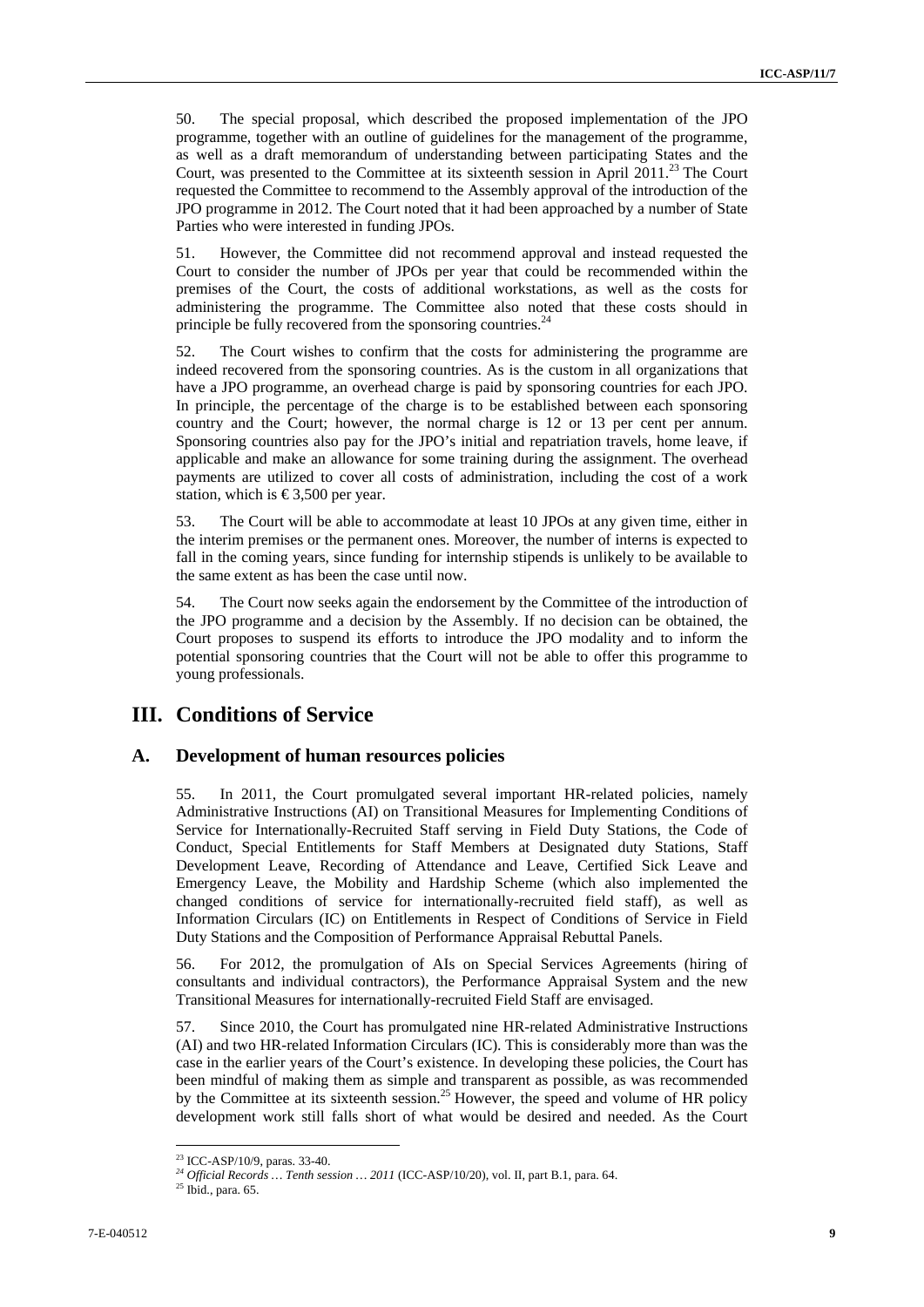50. The special proposal, which described the proposed implementation of the JPO programme, together with an outline of guidelines for the management of the programme, as well as a draft memorandum of understanding between participating States and the Court, was presented to the Committee at its sixteenth session in April 2011.[23] The Court requested the Committee to recommend to the Assembly approval of the introduction of the JPO programme in 2012. The Court noted that it had been approached by a number of State Parties who were interested in funding JPOs.

51. However, the Committee did not recommend approval and instead requested the Court to consider the number of JPOs per year that could be recommended within the premises of the Court, the costs of additional workstations, as well as the costs for administering the programme. The Committee also noted that these costs should in principle be fully recovered from the sponsoring countries.[24]

52. The Court wishes to confirm that the costs for administering the programme are indeed recovered from the sponsoring countries. As is the custom in all organizations that have a JPO programme, an overhead charge is paid by sponsoring countries for each JPO. In principle, the percentage of the charge is to be established between each sponsoring country and the Court; however, the normal charge is 12 or 13 per cent per annum. Sponsoring countries also pay for the JPO's initial and repatriation travels, home leave, if applicable and make an allowance for some training during the assignment. The overhead payments are utilized to cover all costs of administration, including the cost of a work station, which is €3,500 per year.

53. The Court will be able to accommodate at least 10 JPOs at any given time, either in the interim premises or the permanent ones. Moreover, the number of interns is expected to fall in the coming years, since funding for internship stipends is unlikely to be available to the same extent as has been the case until now.

54. The Court now seeks again the endorsement by the Committee of the introduction of the JPO programme and a decision by the Assembly. If no decision can be obtained, the Court proposes to suspend its efforts to introduce the JPO modality and to inform the potential sponsoring countries that the Court will not be able to offer this programme to young professionals.

# III. Conditions of Service

## A. Development of human resources policies

55. In 2011, the Court promulgated several important HR-related policies, namely Administrative Instructions (AI) on Transitional Measures for Implementing Conditions of Service for Internationally-Recruited Staff serving in Field Duty Stations, the Code of Conduct, Special Entitlements for Staff Members at Designated duty Stations, Staff Development Leave, Recording of Attendance and Leave, Certified Sick Leave and Emergency Leave, the Mobility and Hardship Scheme (which also implemented the changed conditions of service for internationally-recruited field staff), as well as Information Circulars (IC) on Entitlements in Respect of Conditions of Service in Field Duty Stations and the Composition of Performance Appraisal Rebuttal Panels.

56. For 2012, the promulgation of AIs on Special Services Agreements (hiring of consultants and individual contractors), the Performance Appraisal System and the new Transitional Measures for internationally-recruited Field Staff are envisaged.

57. Since 2010, the Court has promulgated nine HR-related Administrative Instructions (AI) and two HR-related Information Circulars (IC). This is considerably more than was the case in the earlier years of the Court's existence. In developing these policies, the Court has been mindful of making them as simple and transparent as possible, as was recommended by the Committee at its sixteenth session.[25] However, the speed and volume of HR policy development work still falls short of what would be desired and needed. As the Court

[23] ICC-ASP/10/9, paras. 33-40.

[24] *Official Records … Tenth session … 2011* (ICC-ASP/10/20), vol. II, part B.1, para. 64.

[25] Ibid., para. 65.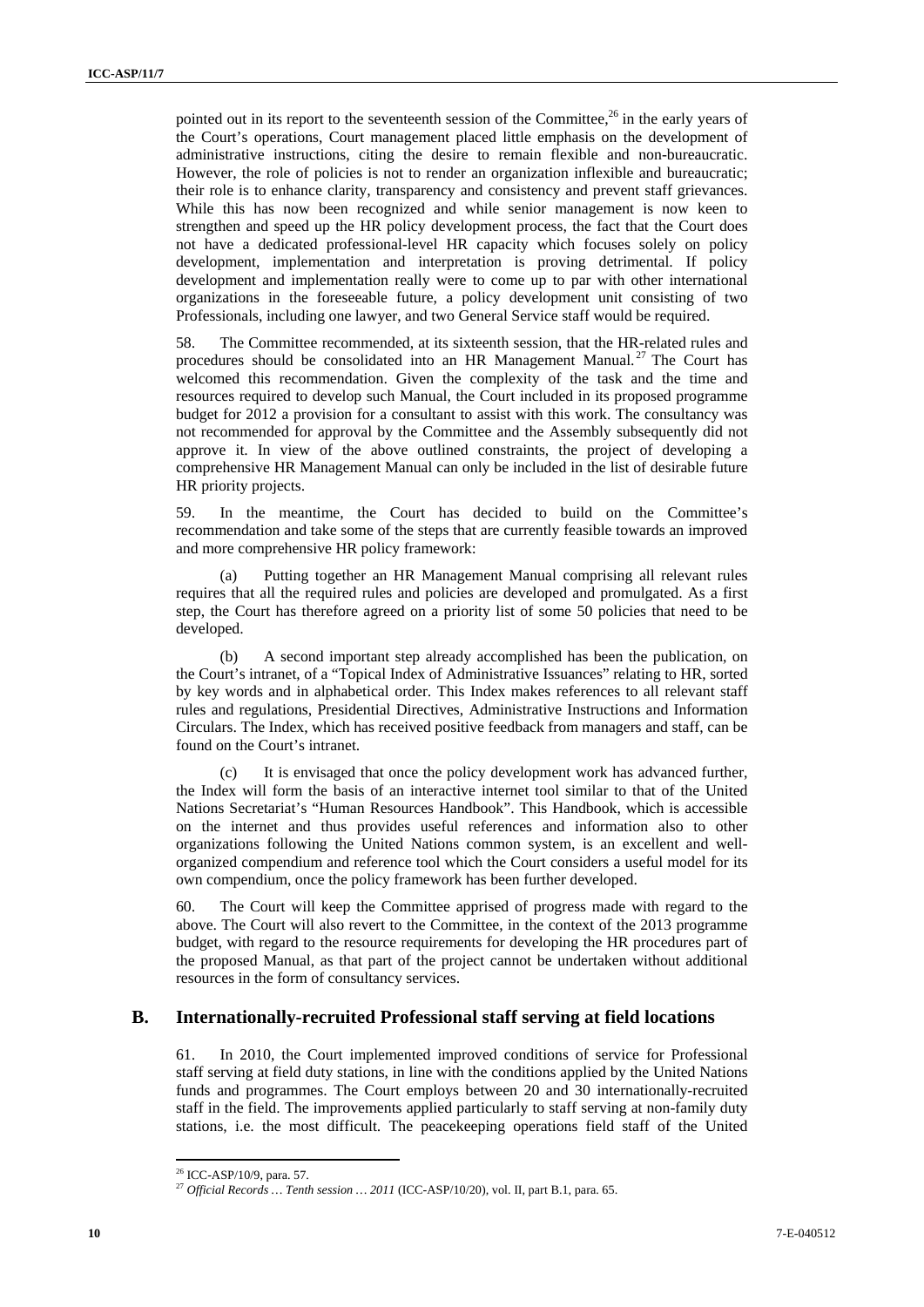pointed out in its report to the seventeenth session of the Committee,[26] in the early years of the Court's operations, Court management placed little emphasis on the development of administrative instructions, citing the desire to remain flexible and non-bureaucratic. However, the role of policies is not to render an organization inflexible and bureaucratic; their role is to enhance clarity, transparency and consistency and prevent staff grievances. While this has now been recognized and while senior management is now keen to strengthen and speed up the HR policy development process, the fact that the Court does not have a dedicated professional-level HR capacity which focuses solely on policy development, implementation and interpretation is proving detrimental. If policy development and implementation really were to come up to par with other international organizations in the foreseeable future, a policy development unit consisting of two Professionals, including one lawyer, and two General Service staff would be required.

58. The Committee recommended, at its sixteenth session, that the HR-related rules and procedures should be consolidated into an HR Management Manual.[27] The Court has welcomed this recommendation. Given the complexity of the task and the time and resources required to develop such Manual, the Court included in its proposed programme budget for 2012 a provision for a consultant to assist with this work. The consultancy was not recommended for approval by the Committee and the Assembly subsequently did not approve it. In view of the above outlined constraints, the project of developing a comprehensive HR Management Manual can only be included in the list of desirable future HR priority projects.

59. In the meantime, the Court has decided to build on the Committee's recommendation and take some of the steps that are currently feasible towards an improved and more comprehensive HR policy framework:

(a) Putting together an HR Management Manual comprising all relevant rules requires that all the required rules and policies are developed and promulgated. As a first step, the Court has therefore agreed on a priority list of some 50 policies that need to be developed.

(b) A second important step already accomplished has been the publication, on the Court's intranet, of a "Topical Index of Administrative Issuances" relating to HR, sorted by key words and in alphabetical order. This Index makes references to all relevant staff rules and regulations, Presidential Directives, Administrative Instructions and Information Circulars. The Index, which has received positive feedback from managers and staff, can be found on the Court's intranet.

(c) It is envisaged that once the policy development work has advanced further, the Index will form the basis of an interactive internet tool similar to that of the United Nations Secretariat's "Human Resources Handbook". This Handbook, which is accessible on the internet and thus provides useful references and information also to other organizations following the United Nations common system, is an excellent and well-organized compendium and reference tool which the Court considers a useful model for its own compendium, once the policy framework has been further developed.

60. The Court will keep the Committee apprised of progress made with regard to the above. The Court will also revert to the Committee, in the context of the 2013 programme budget, with regard to the resource requirements for developing the HR procedures part of the proposed Manual, as that part of the project cannot be undertaken without additional resources in the form of consultancy services.

## B. Internationally-recruited Professional staff serving at field locations

61. In 2010, the Court implemented improved conditions of service for Professional staff serving at field duty stations, in line with the conditions applied by the United Nations funds and programmes. The Court employs between 20 and 30 internationally-recruited staff in the field. The improvements applied particularly to staff serving at non-family duty stations, i.e. the most difficult. The peacekeeping operations field staff of the United

---

[26] ICC-ASP/10/9, para. 57.

[27] *Official Records … Tenth session … 2011* (ICC-ASP/10/20), vol. II, part B.1, para. 65.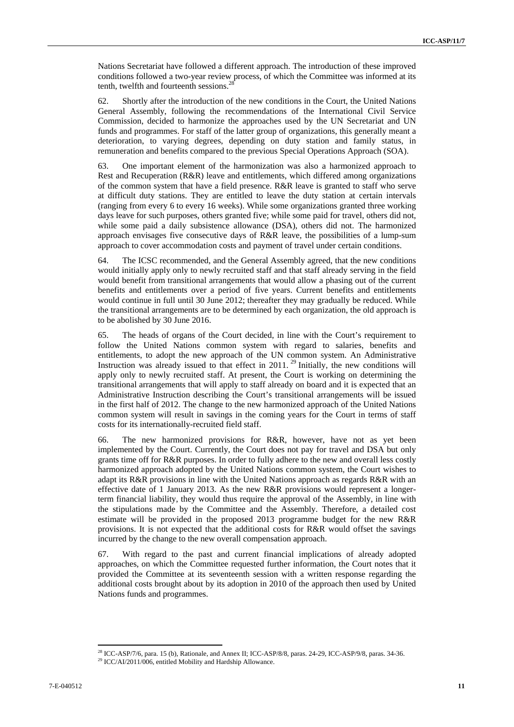Nations Secretariat have followed a different approach. The introduction of these improved conditions followed a two-year review process, of which the Committee was informed at its tenth, twelfth and fourteenth sessions.[28]

62. Shortly after the introduction of the new conditions in the Court, the United Nations General Assembly, following the recommendations of the International Civil Service Commission, decided to harmonize the approaches used by the UN Secretariat and UN funds and programmes. For staff of the latter group of organizations, this generally meant a deterioration, to varying degrees, depending on duty station and family status, in remuneration and benefits compared to the previous Special Operations Approach (SOA).

63. One important element of the harmonization was also a harmonized approach to Rest and Recuperation (R&R) leave and entitlements, which differed among organizations of the common system that have a field presence. R&R leave is granted to staff who serve at difficult duty stations. They are entitled to leave the duty station at certain intervals (ranging from every 6 to every 16 weeks). While some organizations granted three working days leave for such purposes, others granted five; while some paid for travel, others did not, while some paid a daily subsistence allowance (DSA), others did not. The harmonized approach envisages five consecutive days of R&R leave, the possibilities of a lump-sum approach to cover accommodation costs and payment of travel under certain conditions.

64. The ICSC recommended, and the General Assembly agreed, that the new conditions would initially apply only to newly recruited staff and that staff already serving in the field would benefit from transitional arrangements that would allow a phasing out of the current benefits and entitlements over a period of five years. Current benefits and entitlements would continue in full until 30 June 2012; thereafter they may gradually be reduced. While the transitional arrangements are to be determined by each organization, the old approach is to be abolished by 30 June 2016.

65. The heads of organs of the Court decided, in line with the Court's requirement to follow the United Nations common system with regard to salaries, benefits and entitlements, to adopt the new approach of the UN common system. An Administrative Instruction was already issued to that effect in 2011.[29] Initially, the new conditions will apply only to newly recruited staff. At present, the Court is working on determining the transitional arrangements that will apply to staff already on board and it is expected that an Administrative Instruction describing the Court's transitional arrangements will be issued in the first half of 2012. The change to the new harmonized approach of the United Nations common system will result in savings in the coming years for the Court in terms of staff costs for its internationally-recruited field staff.

66. The new harmonized provisions for R&R, however, have not as yet been implemented by the Court. Currently, the Court does not pay for travel and DSA but only grants time off for R&R purposes. In order to fully adhere to the new and overall less costly harmonized approach adopted by the United Nations common system, the Court wishes to adapt its R&R provisions in line with the United Nations approach as regards R&R with an effective date of 1 January 2013. As the new R&R provisions would represent a longer-term financial liability, they would thus require the approval of the Assembly, in line with the stipulations made by the Committee and the Assembly. Therefore, a detailed cost estimate will be provided in the proposed 2013 programme budget for the new R&R provisions. It is not expected that the additional costs for R&R would offset the savings incurred by the change to the new overall compensation approach.

67. With regard to the past and current financial implications of already adopted approaches, on which the Committee requested further information, the Court notes that it provided the Committee at its seventeenth session with a written response regarding the additional costs brought about by its adoption in 2010 of the approach then used by United Nations funds and programmes.

[28] ICC-ASP/7/6, para. 15 (b), Rationale, and Annex II; ICC-ASP/8/8, paras. 24-29, ICC-ASP/9/8, paras. 34-36.

[29] ICC/AI/2011/006, entitled Mobility and Hardship Allowance.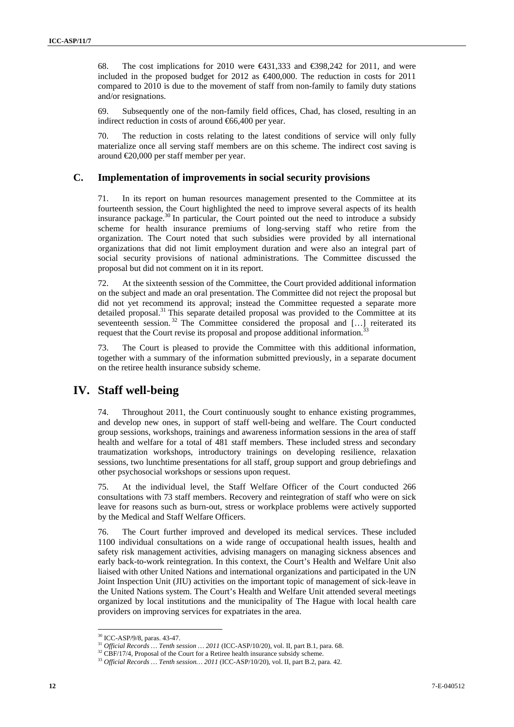68. The cost implications for 2010 were €431,333 and €398,242 for 2011, and were included in the proposed budget for 2012 as €400,000. The reduction in costs for 2011 compared to 2010 is due to the movement of staff from non-family to family duty stations and/or resignations.

69. Subsequently one of the non-family field offices, Chad, has closed, resulting in an indirect reduction in costs of around €66,400 per year.

70. The reduction in costs relating to the latest conditions of service will only fully materialize once all serving staff members are on this scheme. The indirect cost saving is around €20,000 per staff member per year.

## C. Implementation of improvements in social security provisions

71. In its report on human resources management presented to the Committee at its fourteenth session, the Court highlighted the need to improve several aspects of its health insurance package.[30] In particular, the Court pointed out the need to introduce a subsidy scheme for health insurance premiums of long-serving staff who retire from the organization. The Court noted that such subsidies were provided by all international organizations that did not limit employment duration and were also an integral part of social security provisions of national administrations. The Committee discussed the proposal but did not comment on it in its report.

72. At the sixteenth session of the Committee, the Court provided additional information on the subject and made an oral presentation. The Committee did not reject the proposal but did not yet recommend its approval; instead the Committee requested a separate more detailed proposal.[31] This separate detailed proposal was provided to the Committee at its seventeenth session.[32] The Committee considered the proposal and […] reiterated its request that the Court revise its proposal and propose additional information.[33]

73. The Court is pleased to provide the Committee with this additional information, together with a summary of the information submitted previously, in a separate document on the retiree health insurance subsidy scheme.

# IV. Staff well-being

74. Throughout 2011, the Court continuously sought to enhance existing programmes, and develop new ones, in support of staff well-being and welfare. The Court conducted group sessions, workshops, trainings and awareness information sessions in the area of staff health and welfare for a total of 481 staff members. These included stress and secondary traumatization workshops, introductory trainings on developing resilience, relaxation sessions, two lunchtime presentations for all staff, group support and group debriefings and other psychosocial workshops or sessions upon request.

75. At the individual level, the Staff Welfare Officer of the Court conducted 266 consultations with 73 staff members. Recovery and reintegration of staff who were on sick leave for reasons such as burn-out, stress or workplace problems were actively supported by the Medical and Staff Welfare Officers.

76. The Court further improved and developed its medical services. These included 1100 individual consultations on a wide range of occupational health issues, health and safety risk management activities, advising managers on managing sickness absences and early back-to-work reintegration. In this context, the Court's Health and Welfare Unit also liaised with other United Nations and international organizations and participated in the UN Joint Inspection Unit (JIU) activities on the important topic of management of sick-leave in the United Nations system. The Court's Health and Welfare Unit attended several meetings organized by local institutions and the municipality of The Hague with local health care providers on improving services for expatriates in the area.

---

[30] ICC-ASP/9/8, paras. 43-47.

[31] *Official Records … Tenth session … 2011* (ICC-ASP/10/20), vol. II, part B.1, para. 68.

[32] CBF/17/4, Proposal of the Court for a Retiree health insurance subsidy scheme.

[33] *Official Records … Tenth session… 2011* (ICC-ASP/10/20), vol. II, part B.2, para. 42.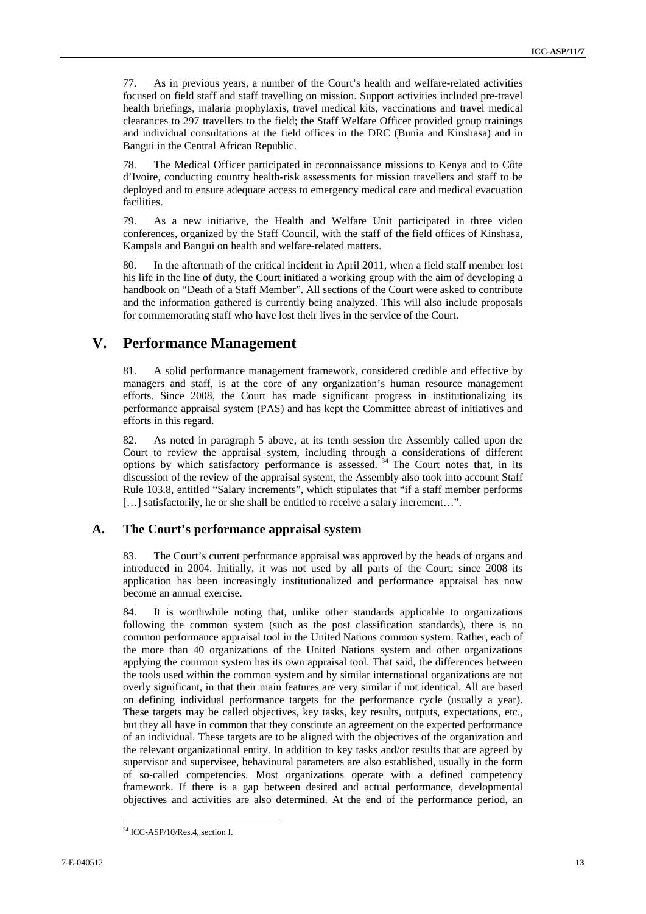77. As in previous years, a number of the Court's health and welfare-related activities focused on field staff and staff travelling on mission. Support activities included pre-travel health briefings, malaria prophylaxis, travel medical kits, vaccinations and travel medical clearances to 297 travellers to the field; the Staff Welfare Officer provided group trainings and individual consultations at the field offices in the DRC (Bunia and Kinshasa) and in Bangui in the Central African Republic.

78. The Medical Officer participated in reconnaissance missions to Kenya and to Côte d'Ivoire, conducting country health-risk assessments for mission travellers and staff to be deployed and to ensure adequate access to emergency medical care and medical evacuation facilities.

79. As a new initiative, the Health and Welfare Unit participated in three video conferences, organized by the Staff Council, with the staff of the field offices of Kinshasa, Kampala and Bangui on health and welfare-related matters.

80. In the aftermath of the critical incident in April 2011, when a field staff member lost his life in the line of duty, the Court initiated a working group with the aim of developing a handbook on "Death of a Staff Member". All sections of the Court were asked to contribute and the information gathered is currently being analyzed. This will also include proposals for commemorating staff who have lost their lives in the service of the Court.

# V. Performance Management

81. A solid performance management framework, considered credible and effective by managers and staff, is at the core of any organization's human resource management efforts. Since 2008, the Court has made significant progress in institutionalizing its performance appraisal system (PAS) and has kept the Committee abreast of initiatives and efforts in this regard.

82. As noted in paragraph 5 above, at its tenth session the Assembly called upon the Court to review the appraisal system, including through a considerations of different options by which satisfactory performance is assessed. [34] The Court notes that, in its discussion of the review of the appraisal system, the Assembly also took into account Staff Rule 103.8, entitled "Salary increments", which stipulates that "if a staff member performs […] satisfactorily, he or she shall be entitled to receive a salary increment…".

## A. The Court's performance appraisal system

83. The Court's current performance appraisal was approved by the heads of organs and introduced in 2004. Initially, it was not used by all parts of the Court; since 2008 its application has been increasingly institutionalized and performance appraisal has now become an annual exercise.

84. It is worthwhile noting that, unlike other standards applicable to organizations following the common system (such as the post classification standards), there is no common performance appraisal tool in the United Nations common system. Rather, each of the more than 40 organizations of the United Nations system and other organizations applying the common system has its own appraisal tool. That said, the differences between the tools used within the common system and by similar international organizations are not overly significant, in that their main features are very similar if not identical. All are based on defining individual performance targets for the performance cycle (usually a year). These targets may be called objectives, key tasks, key results, outputs, expectations, etc., but they all have in common that they constitute an agreement on the expected performance of an individual. These targets are to be aligned with the objectives of the organization and the relevant organizational entity. In addition to key tasks and/or results that are agreed by supervisor and supervisee, behavioural parameters are also established, usually in the form of so-called competencies. Most organizations operate with a defined competency framework. If there is a gap between desired and actual performance, developmental objectives and activities are also determined. At the end of the performance period, an

[34] ICC-ASP/10/Res.4, section I.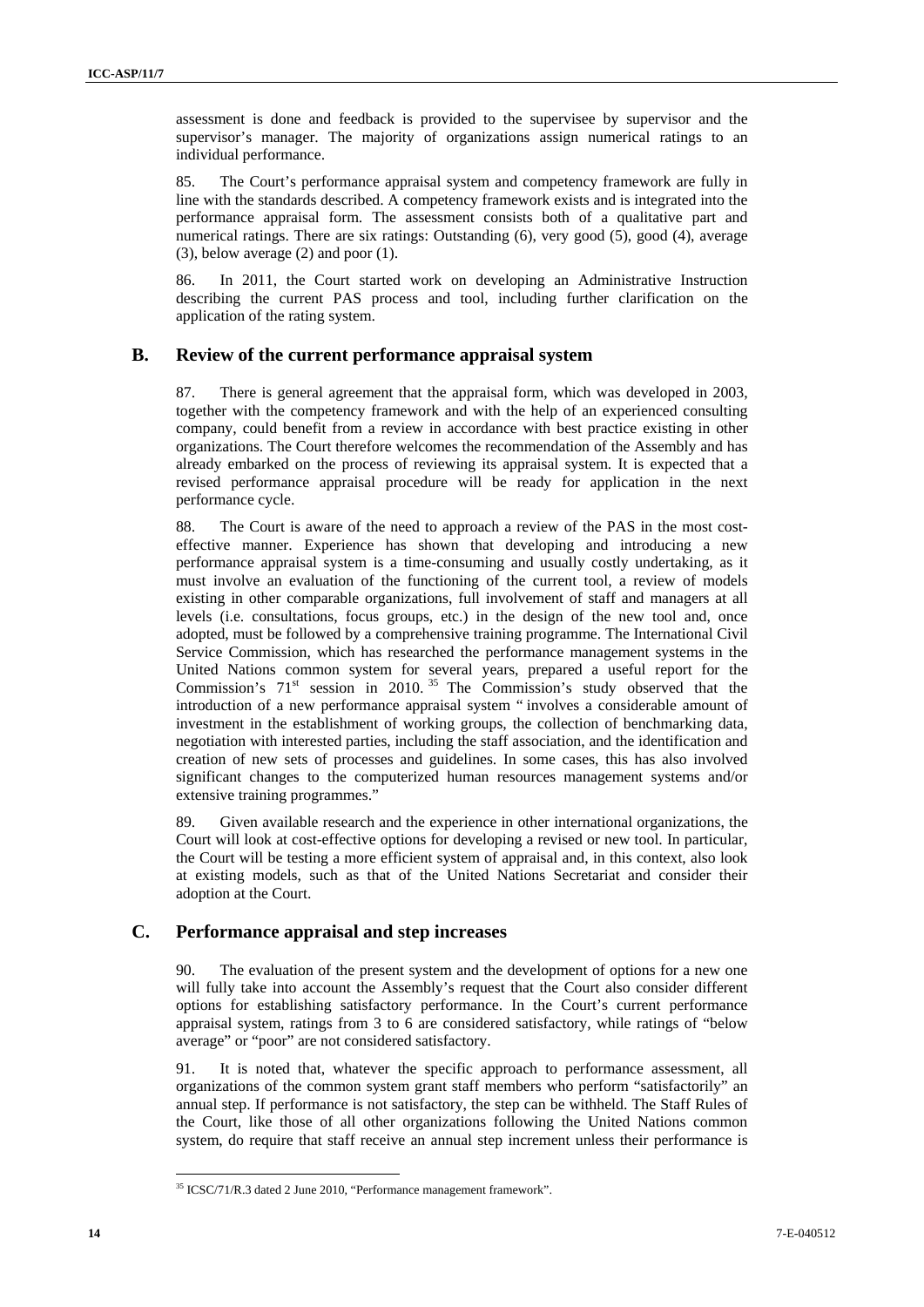assessment is done and feedback is provided to the supervisee by supervisor and the supervisor's manager. The majority of organizations assign numerical ratings to an individual performance.

85. The Court's performance appraisal system and competency framework are fully in line with the standards described. A competency framework exists and is integrated into the performance appraisal form. The assessment consists both of a qualitative part and numerical ratings. There are six ratings: Outstanding (6), very good (5), good (4), average (3), below average (2) and poor (1).

86. In 2011, the Court started work on developing an Administrative Instruction describing the current PAS process and tool, including further clarification on the application of the rating system.

## B. Review of the current performance appraisal system

87. There is general agreement that the appraisal form, which was developed in 2003, together with the competency framework and with the help of an experienced consulting company, could benefit from a review in accordance with best practice existing in other organizations. The Court therefore welcomes the recommendation of the Assembly and has already embarked on the process of reviewing its appraisal system. It is expected that a revised performance appraisal procedure will be ready for application in the next performance cycle.

88. The Court is aware of the need to approach a review of the PAS in the most cost-effective manner. Experience has shown that developing and introducing a new performance appraisal system is a time-consuming and usually costly undertaking, as it must involve an evaluation of the functioning of the current tool, a review of models existing in other comparable organizations, full involvement of staff and managers at all levels (i.e. consultations, focus groups, etc.) in the design of the new tool and, once adopted, must be followed by a comprehensive training programme. The International Civil Service Commission, which has researched the performance management systems in the United Nations common system for several years, prepared a useful report for the Commission's 71st session in 2010.[35] The Commission's study observed that the introduction of a new performance appraisal system " involves a considerable amount of investment in the establishment of working groups, the collection of benchmarking data, negotiation with interested parties, including the staff association, and the identification and creation of new sets of processes and guidelines. In some cases, this has also involved significant changes to the computerized human resources management systems and/or extensive training programmes."

89. Given available research and the experience in other international organizations, the Court will look at cost-effective options for developing a revised or new tool. In particular, the Court will be testing a more efficient system of appraisal and, in this context, also look at existing models, such as that of the United Nations Secretariat and consider their adoption at the Court.

## C. Performance appraisal and step increases

90. The evaluation of the present system and the development of options for a new one will fully take into account the Assembly's request that the Court also consider different options for establishing satisfactory performance. In the Court's current performance appraisal system, ratings from 3 to 6 are considered satisfactory, while ratings of "below average" or "poor" are not considered satisfactory.

91. It is noted that, whatever the specific approach to performance assessment, all organizations of the common system grant staff members who perform "satisfactorily" an annual step. If performance is not satisfactory, the step can be withheld. The Staff Rules of the Court, like those of all other organizations following the United Nations common system, do require that staff receive an annual step increment unless their performance is

[35] ICSC/71/R.3 dated 2 June 2010, "Performance management framework".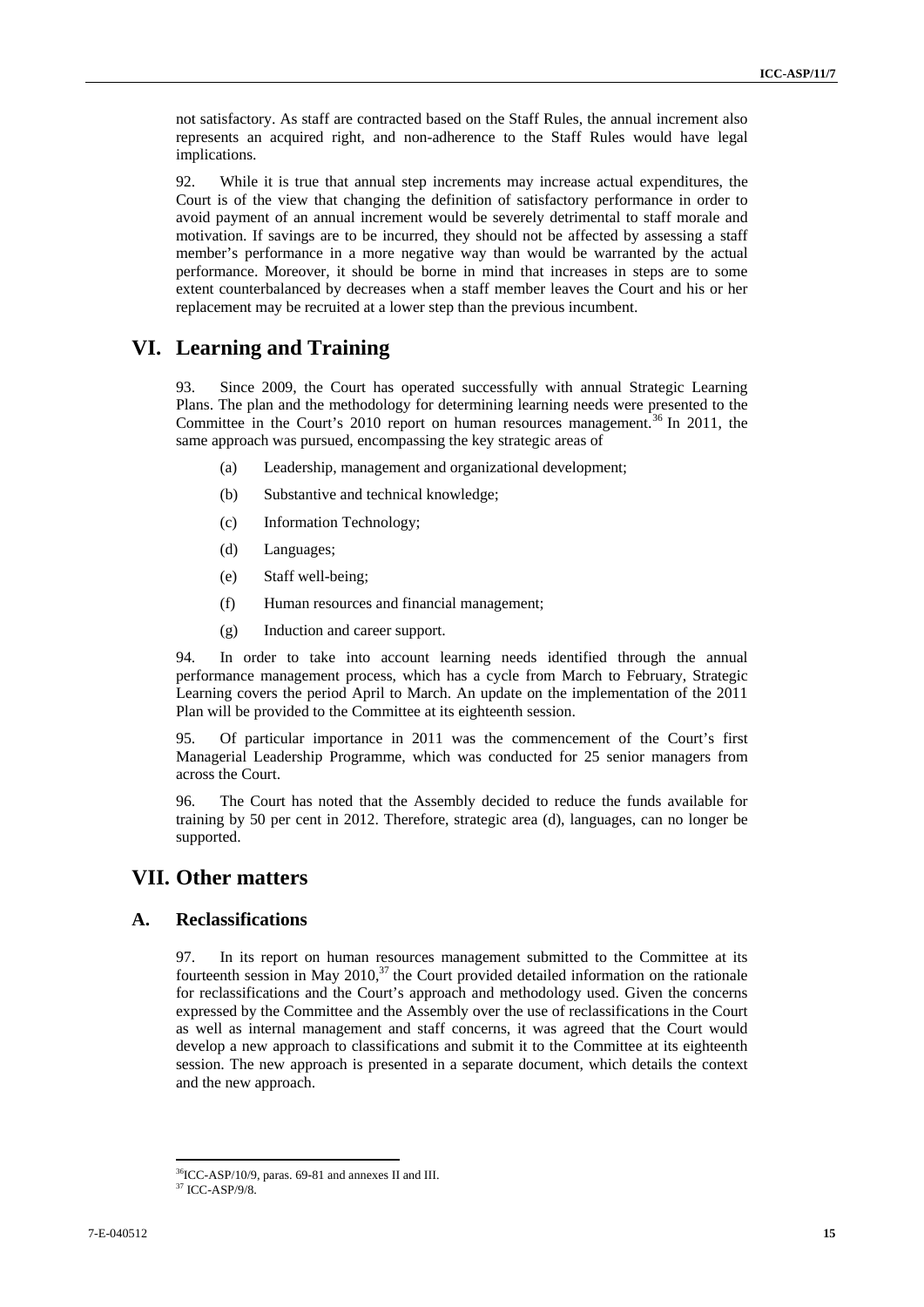not satisfactory. As staff are contracted based on the Staff Rules, the annual increment also represents an acquired right, and non-adherence to the Staff Rules would have legal implications.

92. While it is true that annual step increments may increase actual expenditures, the Court is of the view that changing the definition of satisfactory performance in order to avoid payment of an annual increment would be severely detrimental to staff morale and motivation. If savings are to be incurred, they should not be affected by assessing a staff member's performance in a more negative way than would be warranted by the actual performance. Moreover, it should be borne in mind that increases in steps are to some extent counterbalanced by decreases when a staff member leaves the Court and his or her replacement may be recruited at a lower step than the previous incumbent.

# VI. Learning and Training

93. Since 2009, the Court has operated successfully with annual Strategic Learning Plans. The plan and the methodology for determining learning needs were presented to the Committee in the Court's 2010 report on human resources management.[36] In 2011, the same approach was pursued, encompassing the key strategic areas of

(a) Leadership, management and organizational development;

(b) Substantive and technical knowledge;

(c) Information Technology;

(d) Languages;

(e) Staff well-being;

(f) Human resources and financial management;

(g) Induction and career support.

94. In order to take into account learning needs identified through the annual performance management process, which has a cycle from March to February, Strategic Learning covers the period April to March. An update on the implementation of the 2011 Plan will be provided to the Committee at its eighteenth session.

95. Of particular importance in 2011 was the commencement of the Court's first Managerial Leadership Programme, which was conducted for 25 senior managers from across the Court.

96. The Court has noted that the Assembly decided to reduce the funds available for training by 50 per cent in 2012. Therefore, strategic area (d), languages, can no longer be supported.

# VII. Other matters

## A. Reclassifications

97. In its report on human resources management submitted to the Committee at its fourteenth session in May 2010,[37] the Court provided detailed information on the rationale for reclassifications and the Court's approach and methodology used. Given the concerns expressed by the Committee and the Assembly over the use of reclassifications in the Court as well as internal management and staff concerns, it was agreed that the Court would develop a new approach to classifications and submit it to the Committee at its eighteenth session. The new approach is presented in a separate document, which details the context and the new approach.

---

[36] ICC-ASP/10/9, paras. 69-81 and annexes II and III.

[37] ICC-ASP/9/8.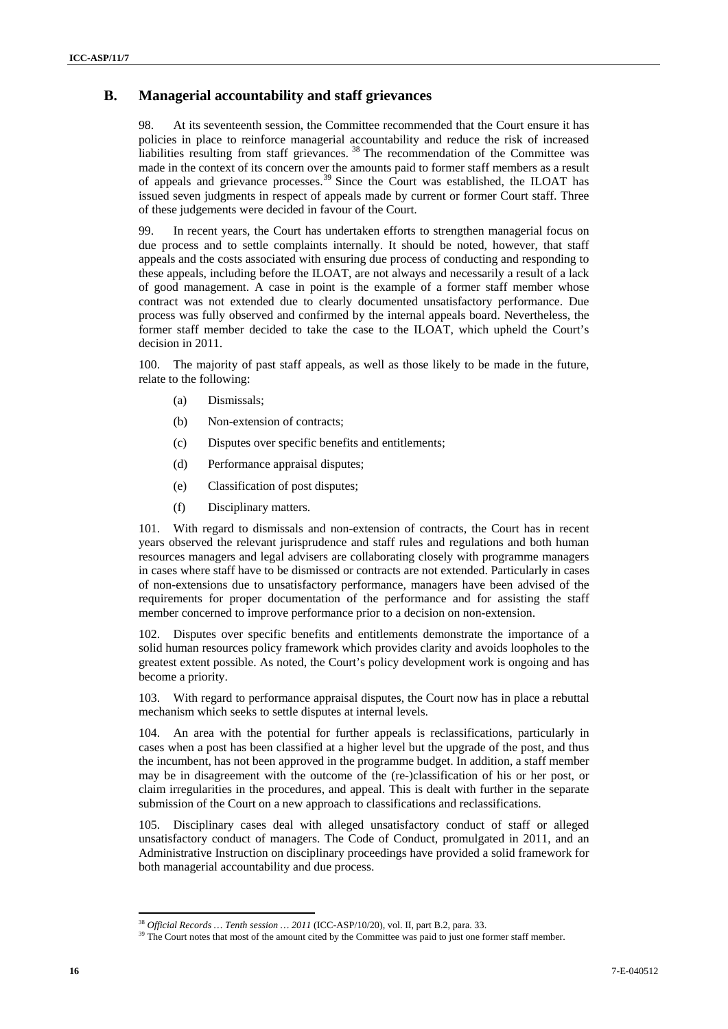## B. Managerial accountability and staff grievances

98. At its seventeenth session, the Committee recommended that the Court ensure it has policies in place to reinforce managerial accountability and reduce the risk of increased liabilities resulting from staff grievances. [38] The recommendation of the Committee was made in the context of its concern over the amounts paid to former staff members as a result of appeals and grievance processes.[39] Since the Court was established, the ILOAT has issued seven judgments in respect of appeals made by current or former Court staff. Three of these judgements were decided in favour of the Court.

99. In recent years, the Court has undertaken efforts to strengthen managerial focus on due process and to settle complaints internally. It should be noted, however, that staff appeals and the costs associated with ensuring due process of conducting and responding to these appeals, including before the ILOAT, are not always and necessarily a result of a lack of good management. A case in point is the example of a former staff member whose contract was not extended due to clearly documented unsatisfactory performance. Due process was fully observed and confirmed by the internal appeals board. Nevertheless, the former staff member decided to take the case to the ILOAT, which upheld the Court's decision in 2011.

100. The majority of past staff appeals, as well as those likely to be made in the future, relate to the following:

(a) Dismissals;

(b) Non-extension of contracts;

(c) Disputes over specific benefits and entitlements;

(d) Performance appraisal disputes;

(e) Classification of post disputes;

(f) Disciplinary matters.

101. With regard to dismissals and non-extension of contracts, the Court has in recent years observed the relevant jurisprudence and staff rules and regulations and both human resources managers and legal advisers are collaborating closely with programme managers in cases where staff have to be dismissed or contracts are not extended. Particularly in cases of non-extensions due to unsatisfactory performance, managers have been advised of the requirements for proper documentation of the performance and for assisting the staff member concerned to improve performance prior to a decision on non-extension.

102. Disputes over specific benefits and entitlements demonstrate the importance of a solid human resources policy framework which provides clarity and avoids loopholes to the greatest extent possible. As noted, the Court's policy development work is ongoing and has become a priority.

103. With regard to performance appraisal disputes, the Court now has in place a rebuttal mechanism which seeks to settle disputes at internal levels.

104. An area with the potential for further appeals is reclassifications, particularly in cases when a post has been classified at a higher level but the upgrade of the post, and thus the incumbent, has not been approved in the programme budget. In addition, a staff member may be in disagreement with the outcome of the (re-)classification of his or her post, or claim irregularities in the procedures, and appeal. This is dealt with further in the separate submission of the Court on a new approach to classifications and reclassifications.

105. Disciplinary cases deal with alleged unsatisfactory conduct of staff or alleged unsatisfactory conduct of managers. The Code of Conduct, promulgated in 2011, and an Administrative Instruction on disciplinary proceedings have provided a solid framework for both managerial accountability and due process.

---

[38] *Official Records … Tenth session … 2011* (ICC-ASP/10/20), vol. II, part B.2, para. 33.

[39] The Court notes that most of the amount cited by the Committee was paid to just one former staff member.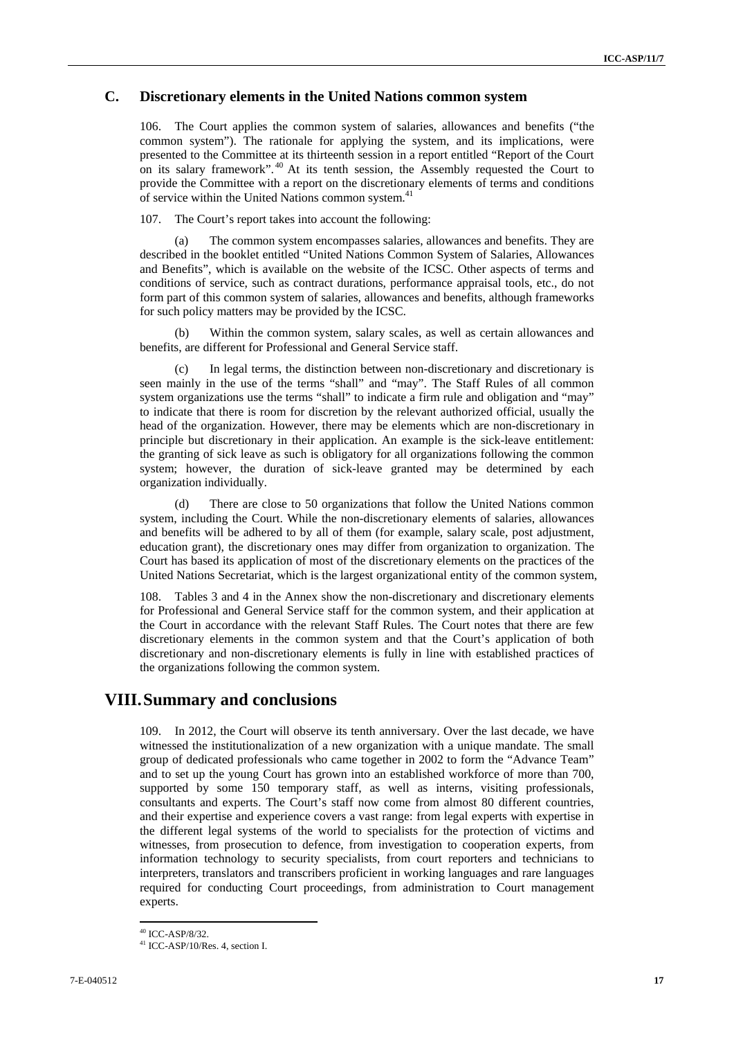## C. Discretionary elements in the United Nations common system

106. The Court applies the common system of salaries, allowances and benefits ("the common system"). The rationale for applying the system, and its implications, were presented to the Committee at its thirteenth session in a report entitled "Report of the Court on its salary framework".[40] At its tenth session, the Assembly requested the Court to provide the Committee with a report on the discretionary elements of terms and conditions of service within the United Nations common system.[41]

107. The Court's report takes into account the following:

(a) The common system encompasses salaries, allowances and benefits. They are described in the booklet entitled "United Nations Common System of Salaries, Allowances and Benefits", which is available on the website of the ICSC. Other aspects of terms and conditions of service, such as contract durations, performance appraisal tools, etc., do not form part of this common system of salaries, allowances and benefits, although frameworks for such policy matters may be provided by the ICSC.

(b) Within the common system, salary scales, as well as certain allowances and benefits, are different for Professional and General Service staff.

(c) In legal terms, the distinction between non-discretionary and discretionary is seen mainly in the use of the terms "shall" and "may". The Staff Rules of all common system organizations use the terms "shall" to indicate a firm rule and obligation and "may" to indicate that there is room for discretion by the relevant authorized official, usually the head of the organization. However, there may be elements which are non-discretionary in principle but discretionary in their application. An example is the sick-leave entitlement: the granting of sick leave as such is obligatory for all organizations following the common system; however, the duration of sick-leave granted may be determined by each organization individually.

(d) There are close to 50 organizations that follow the United Nations common system, including the Court. While the non-discretionary elements of salaries, allowances and benefits will be adhered to by all of them (for example, salary scale, post adjustment, education grant), the discretionary ones may differ from organization to organization. The Court has based its application of most of the discretionary elements on the practices of the United Nations Secretariat, which is the largest organizational entity of the common system,

108. Tables 3 and 4 in the Annex show the non-discretionary and discretionary elements for Professional and General Service staff for the common system, and their application at the Court in accordance with the relevant Staff Rules. The Court notes that there are few discretionary elements in the common system and that the Court's application of both discretionary and non-discretionary elements is fully in line with established practices of the organizations following the common system.

# VIII. Summary and conclusions

109. In 2012, the Court will observe its tenth anniversary. Over the last decade, we have witnessed the institutionalization of a new organization with a unique mandate. The small group of dedicated professionals who came together in 2002 to form the "Advance Team" and to set up the young Court has grown into an established workforce of more than 700, supported by some 150 temporary staff, as well as interns, visiting professionals, consultants and experts. The Court's staff now come from almost 80 different countries, and their expertise and experience covers a vast range: from legal experts with expertise in the different legal systems of the world to specialists for the protection of victims and witnesses, from prosecution to defence, from investigation to cooperation experts, from information technology to security specialists, from court reporters and technicians to interpreters, translators and transcribers proficient in working languages and rare languages required for conducting Court proceedings, from administration to Court management experts.

---

[40] ICC-ASP/8/32.

[41] ICC-ASP/10/Res. 4, section I.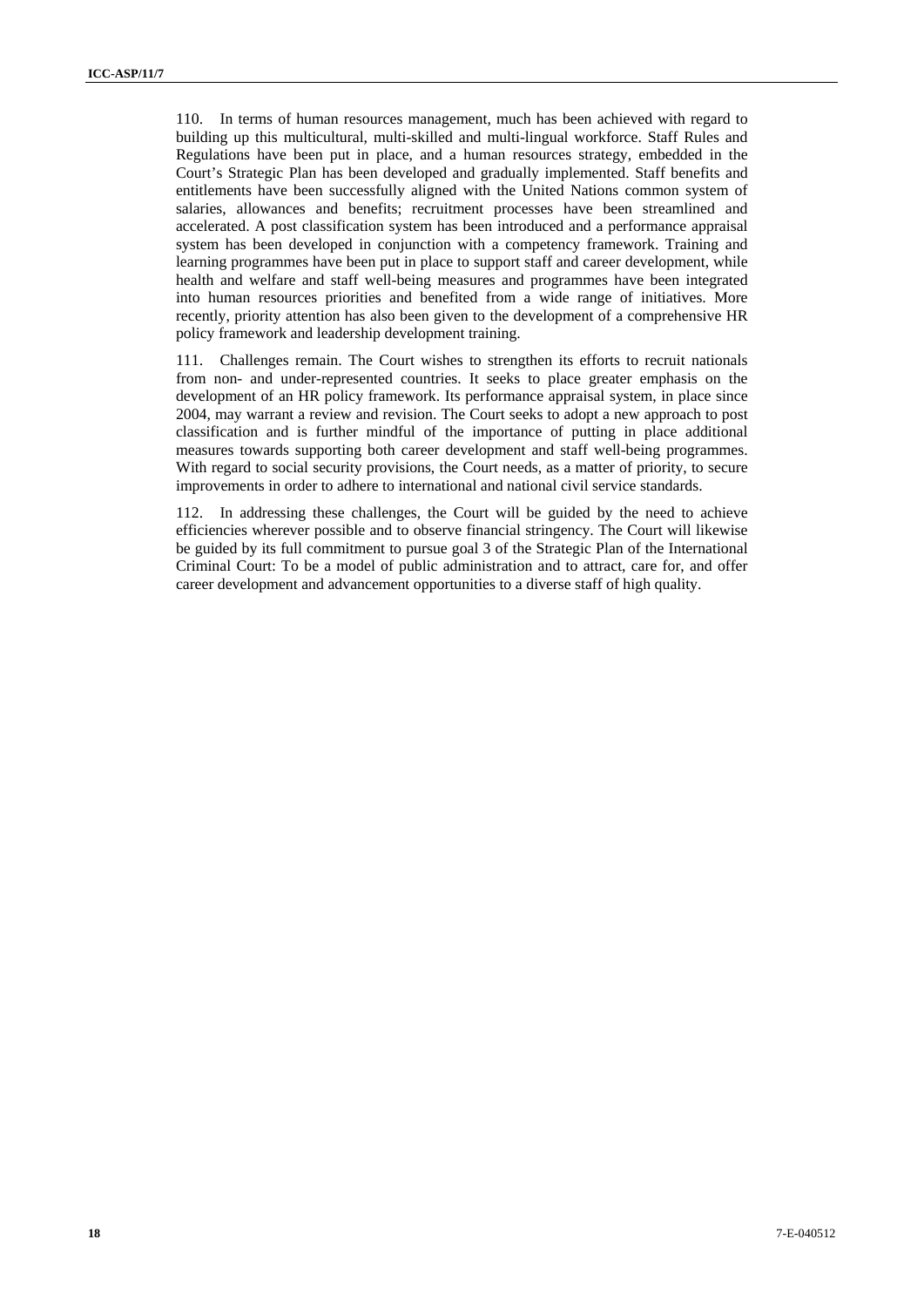110. In terms of human resources management, much has been achieved with regard to building up this multicultural, multi-skilled and multi-lingual workforce. Staff Rules and Regulations have been put in place, and a human resources strategy, embedded in the Court's Strategic Plan has been developed and gradually implemented. Staff benefits and entitlements have been successfully aligned with the United Nations common system of salaries, allowances and benefits; recruitment processes have been streamlined and accelerated. A post classification system has been introduced and a performance appraisal system has been developed in conjunction with a competency framework. Training and learning programmes have been put in place to support staff and career development, while health and welfare and staff well-being measures and programmes have been integrated into human resources priorities and benefited from a wide range of initiatives. More recently, priority attention has also been given to the development of a comprehensive HR policy framework and leadership development training.

111. Challenges remain. The Court wishes to strengthen its efforts to recruit nationals from non- and under-represented countries. It seeks to place greater emphasis on the development of an HR policy framework. Its performance appraisal system, in place since 2004, may warrant a review and revision. The Court seeks to adopt a new approach to post classification and is further mindful of the importance of putting in place additional measures towards supporting both career development and staff well-being programmes. With regard to social security provisions, the Court needs, as a matter of priority, to secure improvements in order to adhere to international and national civil service standards.

112. In addressing these challenges, the Court will be guided by the need to achieve efficiencies wherever possible and to observe financial stringency. The Court will likewise be guided by its full commitment to pursue goal 3 of the Strategic Plan of the International Criminal Court: To be a model of public administration and to attract, care for, and offer career development and advancement opportunities to a diverse staff of high quality.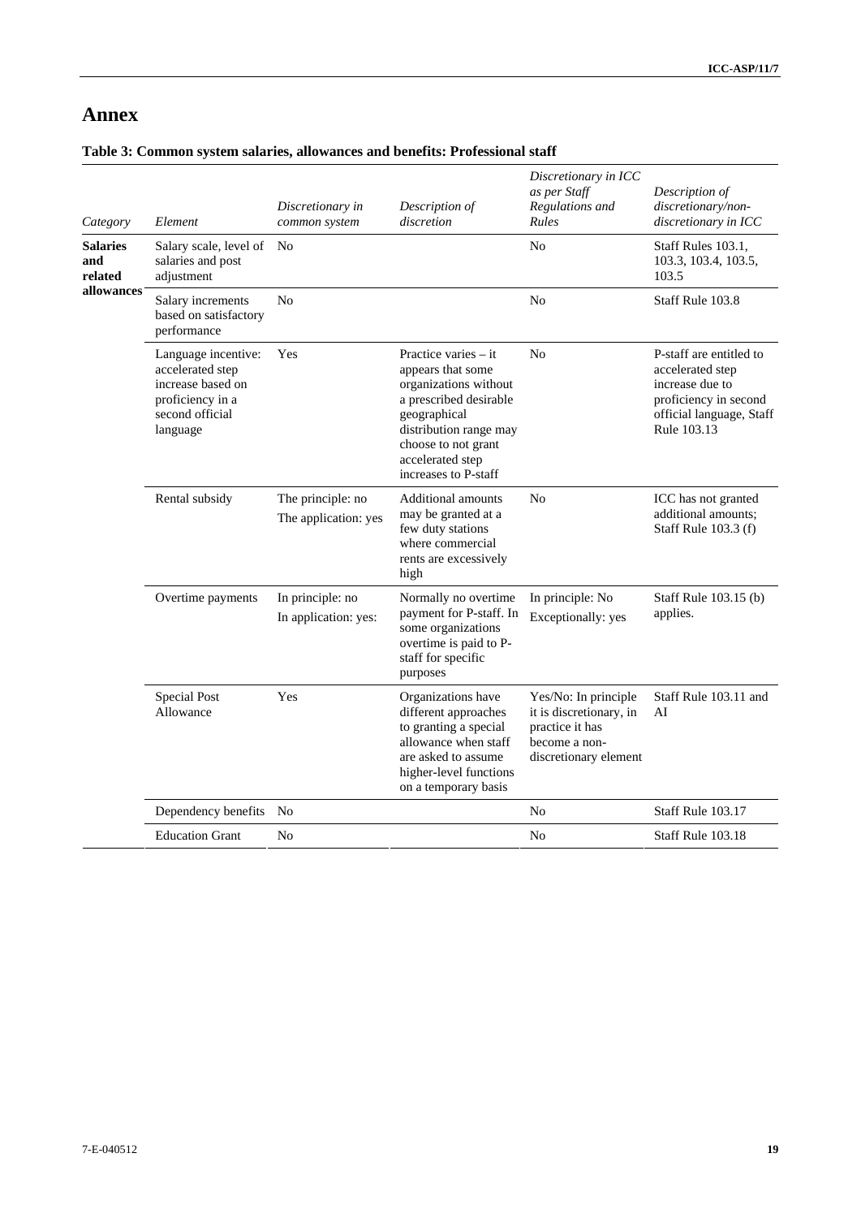# Annex

### Table 3: Common system salaries, allowances and benefits: Professional staff

| *Category* | *Element* | *Discretionary in common system* | *Description of discretion* | *Discretionary in ICC as per Staff Regulations and Rules* | *Description of discretionary/non-discretionary in ICC* |
|---|---|---|---|---|---|
| **Salaries and related allowances** | Salary scale, level of salaries and post adjustment | No | | No | Staff Rules 103.1, 103.3, 103.4, 103.5, 103.5 |
| | Salary increments based on satisfactory performance | No | | No | Staff Rule 103.8 |
| | Language incentive: accelerated step increase based on proficiency in a second official language | Yes | Practice varies – it appears that some organizations without a prescribed desirable geographical distribution range may choose to not grant accelerated step increases to P-staff | No | P-staff are entitled to accelerated step increase due to proficiency in second official language, Staff Rule 103.13 |
| | Rental subsidy | The principle: no<br>The application: yes | Additional amounts may be granted at a few duty stations where commercial rents are excessively high | No | ICC has not granted additional amounts; Staff Rule 103.3 (f) |
| | Overtime payments | In principle: no<br>In application: yes: | Normally no overtime payment for P-staff. In some organizations overtime is paid to P-staff for specific purposes | In principle: No<br>Exceptionally: yes | Staff Rule 103.15 (b) applies. |
| | Special Post Allowance | Yes | Organizations have different approaches to granting a special allowance when staff are asked to assume higher-level functions on a temporary basis | Yes/No: In principle it is discretionary, in practice it has become a non-discretionary element | Staff Rule 103.11 and AI |
| | Dependency benefits | No | | No | Staff Rule 103.17 |
| | Education Grant | No | | No | Staff Rule 103.18 |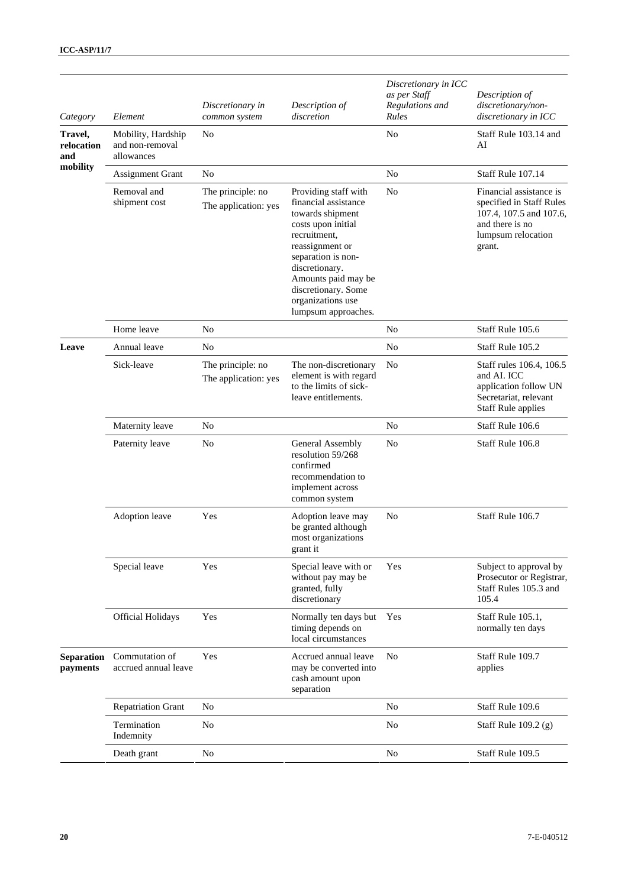| *Category* | *Element* | *Discretionary in common system* | *Description of discretion* | *Discretionary in ICC as per Staff Regulations and Rules* | *Description of discretionary/non-discretionary in ICC* |
|---|---|---|---|---|---|
| **Travel, relocation and mobility** | Mobility, Hardship and non-removal allowances | No | | No | Staff Rule 103.14 and AI |
| | Assignment Grant | No | | No | Staff Rule 107.14 |
| | Removal and shipment cost | The principle: no The application: yes | Providing staff with financial assistance towards shipment costs upon initial recruitment, reassignment or separation is non-discretionary. Amounts paid may be discretionary. Some organizations use lumpsum approaches. | No | Financial assistance is specified in Staff Rules 107.4, 107.5 and 107.6, and there is no lumpsum relocation grant. |
| | Home leave | No | | No | Staff Rule 105.6 |
| **Leave** | Annual leave | No | | No | Staff Rule 105.2 |
| | Sick-leave | The principle: no The application: yes | The non-discretionary element is with regard to the limits of sick-leave entitlements. | No | Staff rules 106.4, 106.5 and AI. ICC application follow UN Secretariat, relevant Staff Rule applies |
| | Maternity leave | No | | No | Staff Rule 106.6 |
| | Paternity leave | No | General Assembly resolution 59/268 confirmed recommendation to implement across common system | No | Staff Rule 106.8 |
| | Adoption leave | Yes | Adoption leave may be granted although most organizations grant it | No | Staff Rule 106.7 |
| | Special leave | Yes | Special leave with or without pay may be granted, fully discretionary | Yes | Subject to approval by Prosecutor or Registrar, Staff Rules 105.3 and 105.4 |
| | Official Holidays | Yes | Normally ten days but timing depends on local circumstances | Yes | Staff Rule 105.1, normally ten days |
| **Separation payments** | Commutation of accrued annual leave | Yes | Accrued annual leave may be converted into cash amount upon separation | No | Staff Rule 109.7 applies |
| | Repatriation Grant | No | | No | Staff Rule 109.6 |
| | Termination Indemnity | No | | No | Staff Rule 109.2 (g) |
| | Death grant | No | | No | Staff Rule 109.5 |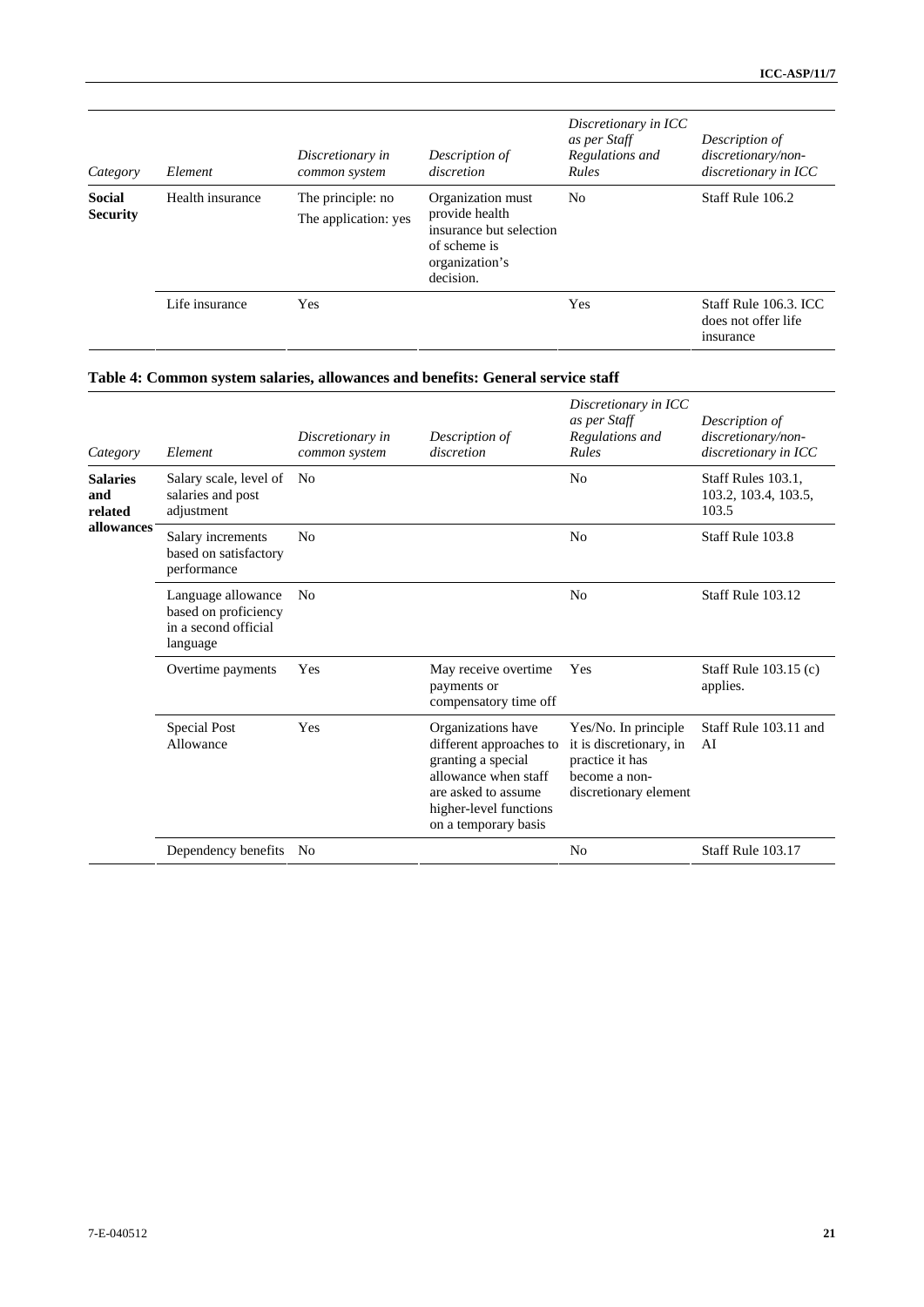| *Category* | *Element* | *Discretionary in common system* | *Description of discretion* | *Discretionary in ICC as per Staff Regulations and Rules* | *Description of discretionary/non-discretionary in ICC* |
|---|---|---|---|---|---|
| **Social Security** | Health insurance | The principle: no The application: yes | Organization must provide health insurance but selection of scheme is organization's decision. | No | Staff Rule 106.2 |
| | Life insurance | Yes | | Yes | Staff Rule 106.3. ICC does not offer life insurance |

**Table 4: Common system salaries, allowances and benefits: General service staff**

| *Category* | *Element* | *Discretionary in common system* | *Description of discretion* | *Discretionary in ICC as per Staff Regulations and Rules* | *Description of discretionary/non-discretionary in ICC* |
|---|---|---|---|---|---|
| **Salaries and related allowances** | Salary scale, level of salaries and post adjustment | No | | No | Staff Rules 103.1, 103.2, 103.4, 103.5 |
| | Salary increments based on satisfactory performance | No | | No | Staff Rule 103.8 |
| | Language allowance based on proficiency in a second official language | No | | No | Staff Rule 103.12 |
| | Overtime payments | Yes | May receive overtime payments or compensatory time off | Yes | Staff Rule 103.15 (c) applies. |
| | Special Post Allowance | Yes | Organizations have different approaches to granting a special allowance when staff are asked to assume higher-level functions on a temporary basis | Yes/No. In principle it is discretionary, in practice it has become a non-discretionary element | Staff Rule 103.11 and AI |
| | Dependency benefits | No | | No | Staff Rule 103.17 |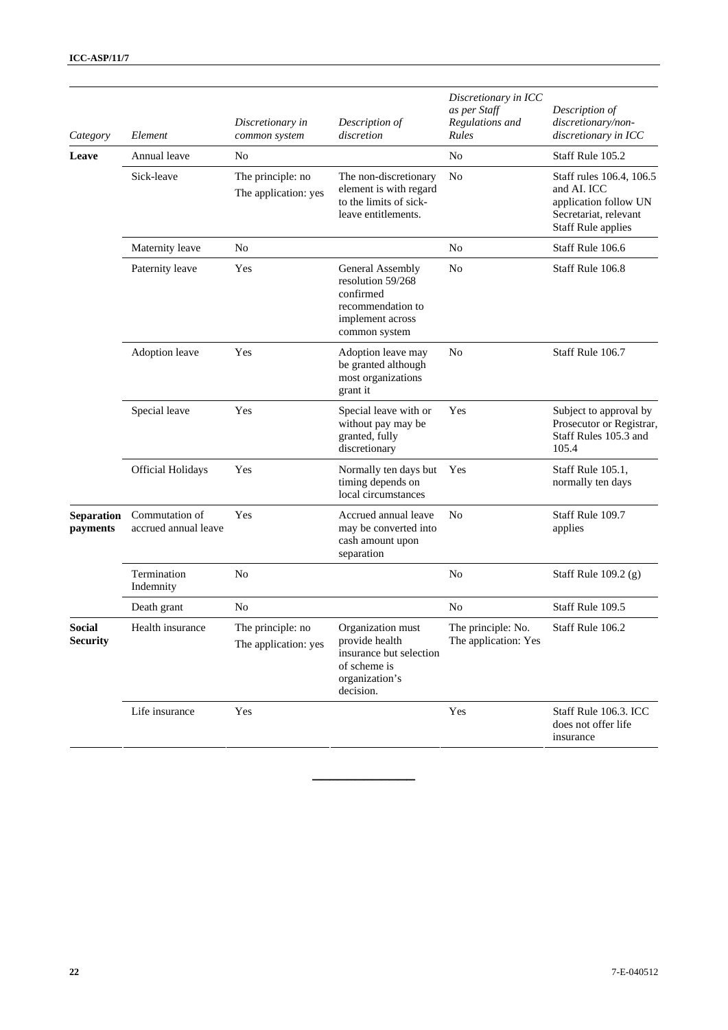| *Category* | *Element* | *Discretionary in common system* | *Description of discretion* | *Discretionary in ICC as per Staff Regulations and Rules* | *Description of discretionary/non-discretionary in ICC* |
|---|---|---|---|---|---|
| **Leave** | Annual leave | No | | No | Staff Rule 105.2 |
| | Sick-leave | The principle: no<br>The application: yes | The non-discretionary element is with regard to the limits of sick-leave entitlements. | No | Staff rules 106.4, 106.5 and AI. ICC application follow UN Secretariat, relevant Staff Rule applies |
| | Maternity leave | No | | No | Staff Rule 106.6 |
| | Paternity leave | Yes | General Assembly resolution 59/268 confirmed recommendation to implement across common system | No | Staff Rule 106.8 |
| | Adoption leave | Yes | Adoption leave may be granted although most organizations grant it | No | Staff Rule 106.7 |
| | Special leave | Yes | Special leave with or without pay may be granted, fully discretionary | Yes | Subject to approval by Prosecutor or Registrar, Staff Rules 105.3 and 105.4 |
| | Official Holidays | Yes | Normally ten days but timing depends on local circumstances | Yes | Staff Rule 105.1, normally ten days |
| **Separation payments** | Commutation of accrued annual leave | Yes | Accrued annual leave may be converted into cash amount upon separation | No | Staff Rule 109.7 applies |
| | Termination Indemnity | No | | No | Staff Rule 109.2 (g) |
| | Death grant | No | | No | Staff Rule 109.5 |
| **Social Security** | Health insurance | The principle: no<br>The application: yes | Organization must provide health insurance but selection of scheme is organization's decision. | The principle: No.<br>The application: Yes | Staff Rule 106.2 |
| | Life insurance | Yes | | Yes | Staff Rule 106.3. ICC does not offer life insurance |